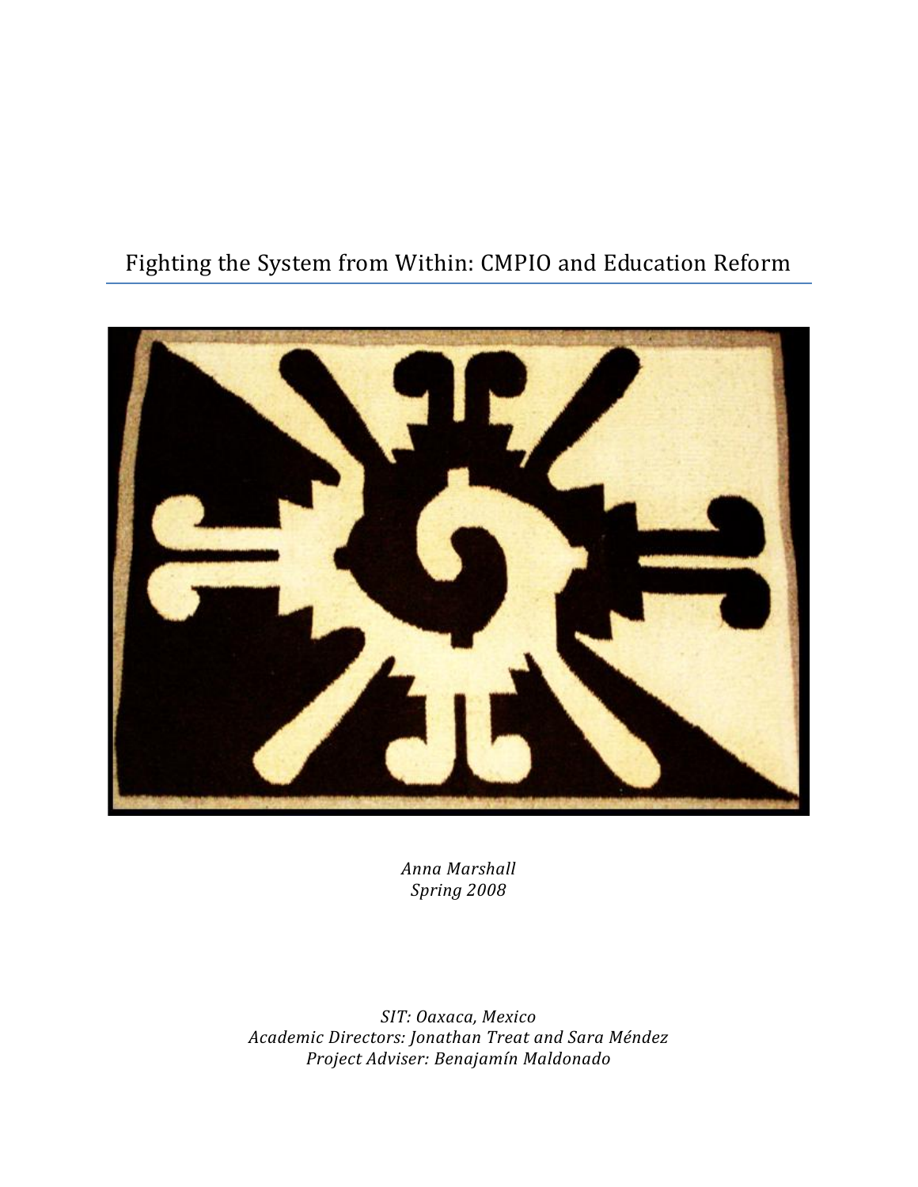# Fighting the System from Within: CMPIO and Education Reform

*Anna Marshall*
*Spring 2008*

*SIT: Oaxaca, Mexico*
*Academic Directors: Jonathan Treat and Sara Méndez*
*Project Adviser: Benajamín Maldonado*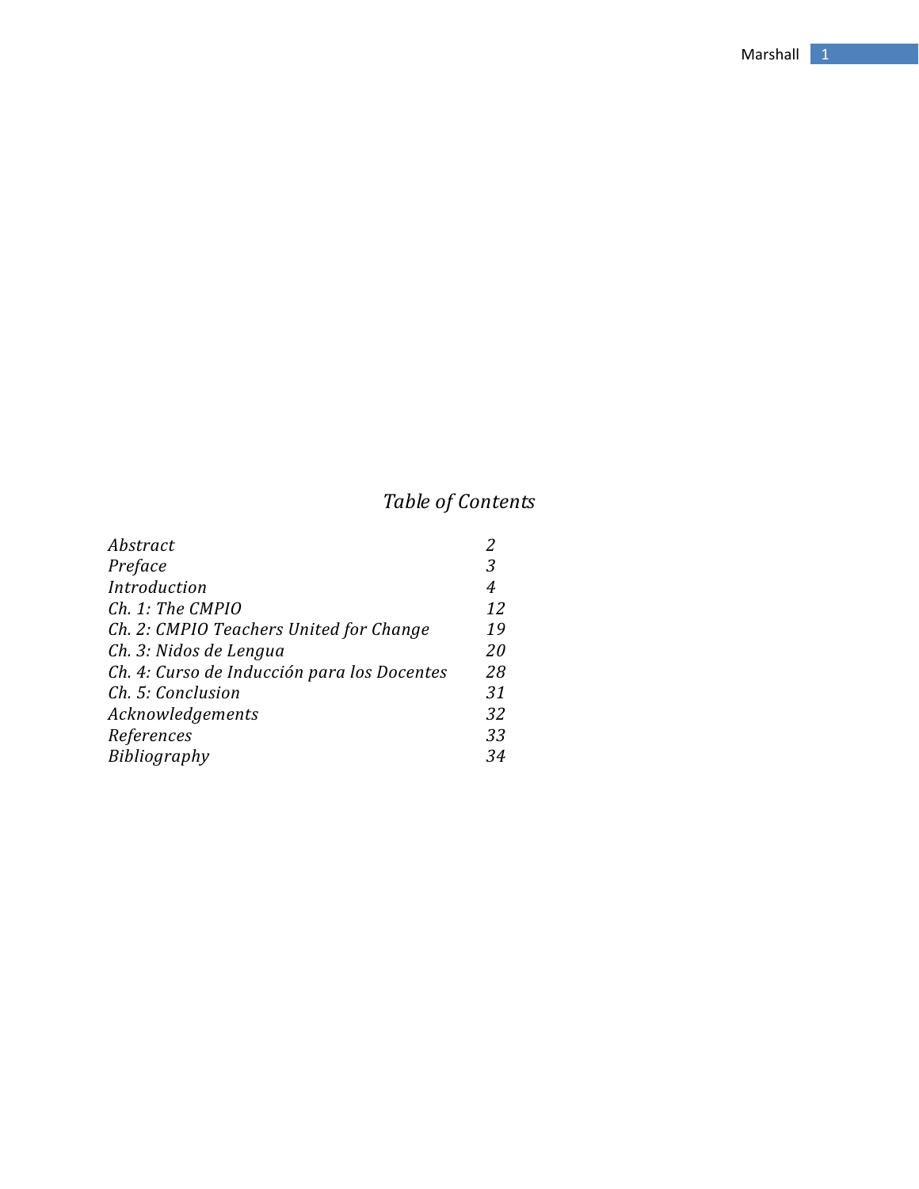# *Table of Contents*

| | |
|---|---|
| *Abstract* | *2* |
| *Preface* | *3* |
| *Introduction* | *4* |
| *Ch. 1: The CMPIO* | *12* |
| *Ch. 2: CMPIO Teachers United for Change* | *19* |
| *Ch. 3: Nidos de Lengua* | *20* |
| *Ch. 4: Curso de Inducción para los Docentes* | *28* |
| *Ch. 5: Conclusion* | *31* |
| *Acknowledgements* | *32* |
| *References* | *33* |
| *Bibliography* | *34* |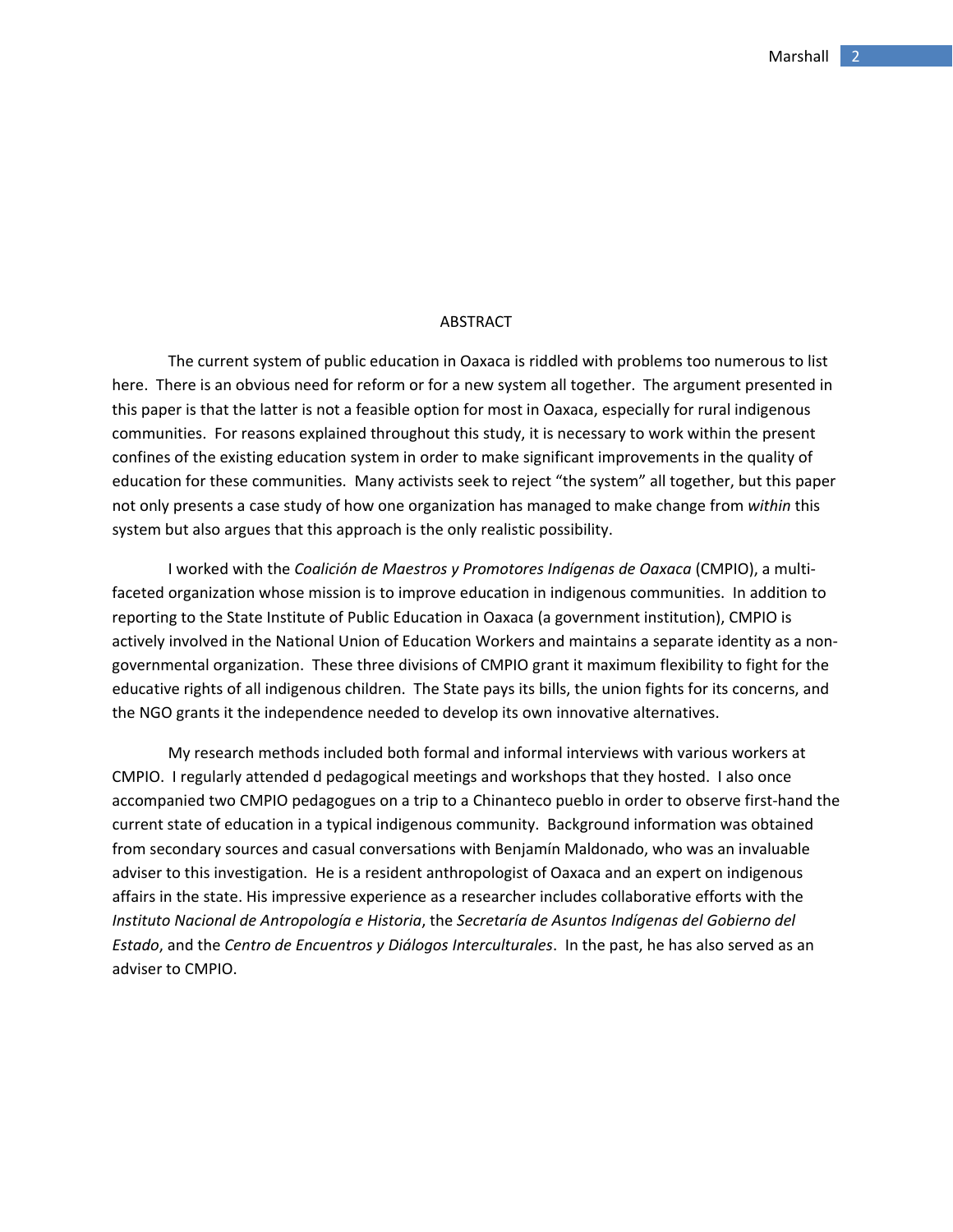## ABSTRACT

The current system of public education in Oaxaca is riddled with problems too numerous to list here. There is an obvious need for reform or for a new system all together. The argument presented in this paper is that the latter is not a feasible option for most in Oaxaca, especially for rural indigenous communities. For reasons explained throughout this study, it is necessary to work within the present confines of the existing education system in order to make significant improvements in the quality of education for these communities. Many activists seek to reject "the system" all together, but this paper not only presents a case study of how one organization has managed to make change from *within* this system but also argues that this approach is the only realistic possibility.

I worked with the *Coalición de Maestros y Promotores Indígenas de Oaxaca* (CMPIO), a multi-faceted organization whose mission is to improve education in indigenous communities. In addition to reporting to the State Institute of Public Education in Oaxaca (a government institution), CMPIO is actively involved in the National Union of Education Workers and maintains a separate identity as a non-governmental organization. These three divisions of CMPIO grant it maximum flexibility to fight for the educative rights of all indigenous children. The State pays its bills, the union fights for its concerns, and the NGO grants it the independence needed to develop its own innovative alternatives.

My research methods included both formal and informal interviews with various workers at CMPIO. I regularly attended d pedagogical meetings and workshops that they hosted. I also once accompanied two CMPIO pedagogues on a trip to a Chinanteco pueblo in order to observe first-hand the current state of education in a typical indigenous community. Background information was obtained from secondary sources and casual conversations with Benjamín Maldonado, who was an invaluable adviser to this investigation. He is a resident anthropologist of Oaxaca and an expert on indigenous affairs in the state. His impressive experience as a researcher includes collaborative efforts with the *Instituto Nacional de Antropología e Historia*, the *Secretaría de Asuntos Indígenas del Gobierno del Estado*, and the *Centro de Encuentros y Diálogos Interculturales*. In the past, he has also served as an adviser to CMPIO.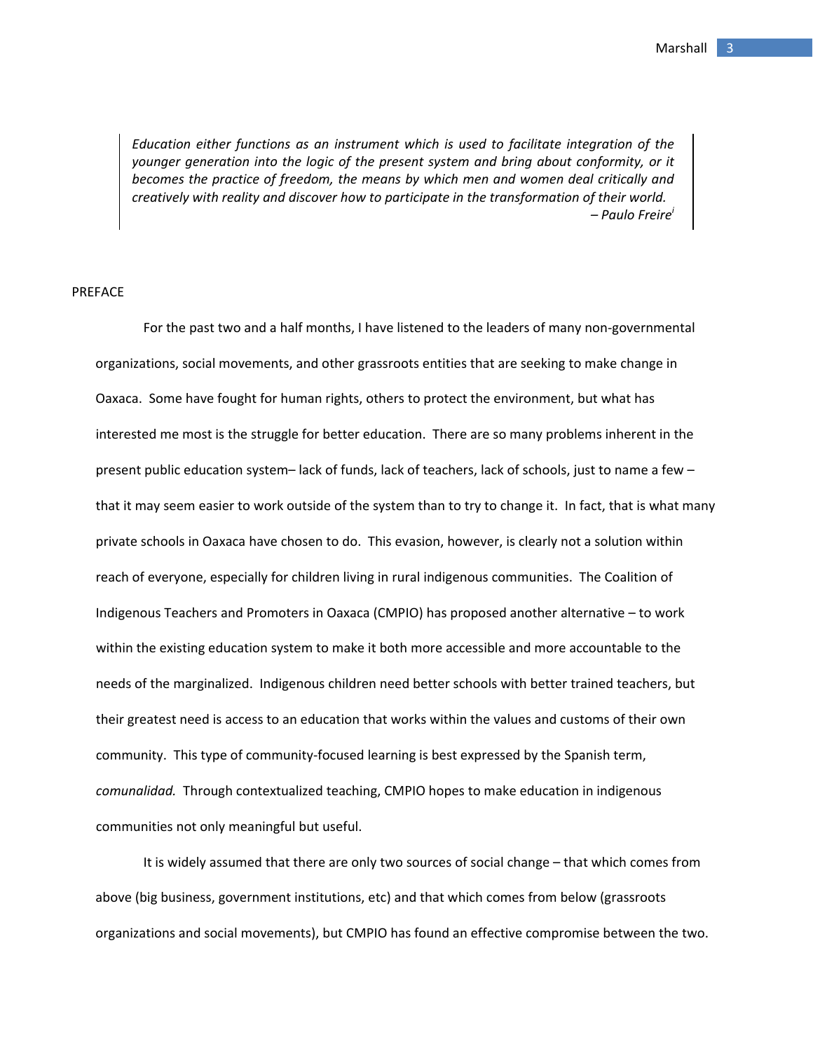> *Education either functions as an instrument which is used to facilitate integration of the younger generation into the logic of the present system and bring about conformity, or it becomes the practice of freedom, the means by which men and women deal critically and creatively with reality and discover how to participate in the transformation of their world.*
> *– Paulo Freire*[i]

PREFACE

For the past two and a half months, I have listened to the leaders of many non-governmental organizations, social movements, and other grassroots entities that are seeking to make change in Oaxaca. Some have fought for human rights, others to protect the environment, but what has interested me most is the struggle for better education. There are so many problems inherent in the present public education system– lack of funds, lack of teachers, lack of schools, just to name a few – that it may seem easier to work outside of the system than to try to change it. In fact, that is what many private schools in Oaxaca have chosen to do. This evasion, however, is clearly not a solution within reach of everyone, especially for children living in rural indigenous communities. The Coalition of Indigenous Teachers and Promoters in Oaxaca (CMPIO) has proposed another alternative – to work within the existing education system to make it both more accessible and more accountable to the needs of the marginalized. Indigenous children need better schools with better trained teachers, but their greatest need is access to an education that works within the values and customs of their own community. This type of community-focused learning is best expressed by the Spanish term, *comunalidad.* Through contextualized teaching, CMPIO hopes to make education in indigenous communities not only meaningful but useful.

It is widely assumed that there are only two sources of social change – that which comes from above (big business, government institutions, etc) and that which comes from below (grassroots organizations and social movements), but CMPIO has found an effective compromise between the two.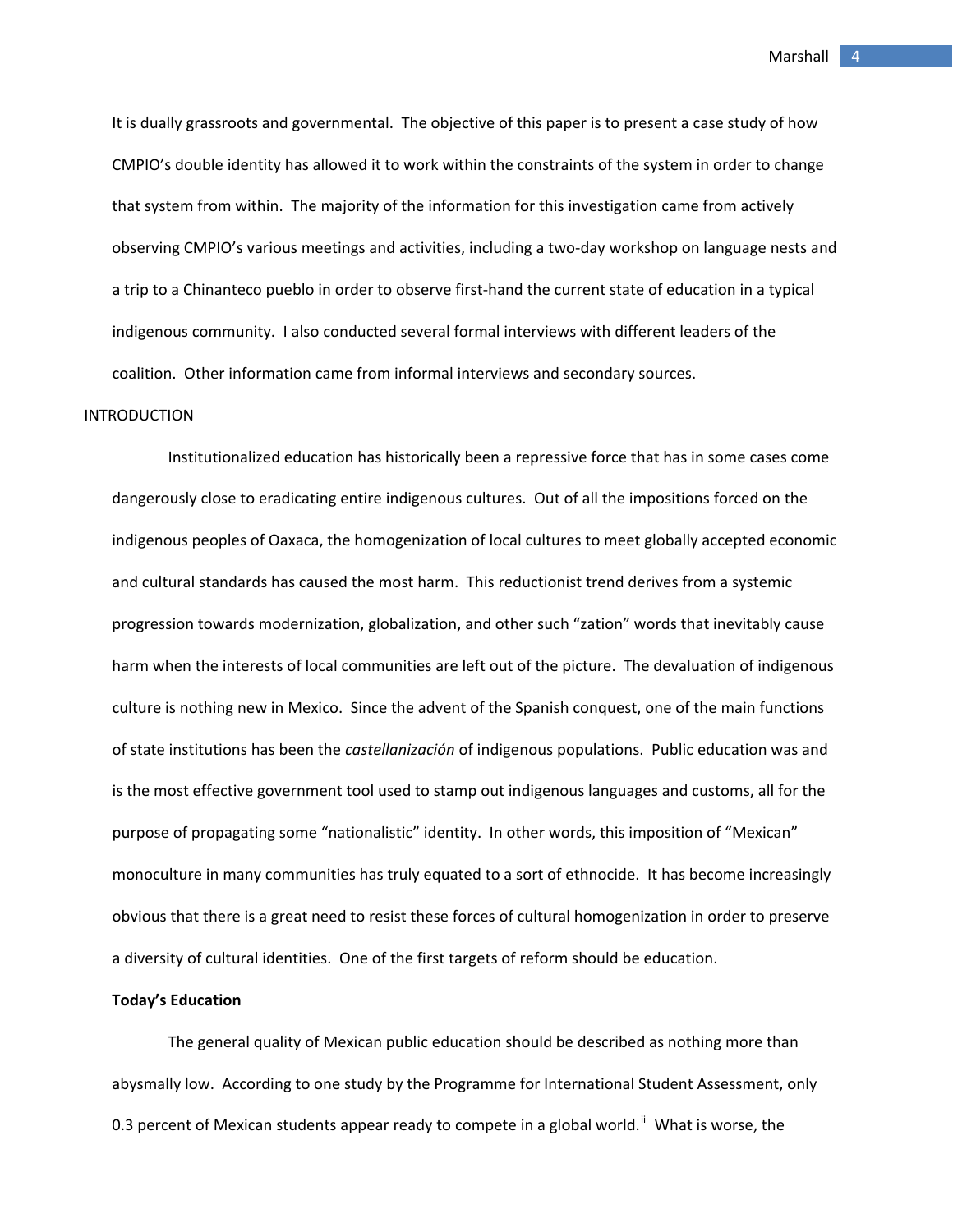It is dually grassroots and governmental. The objective of this paper is to present a case study of how CMPIO's double identity has allowed it to work within the constraints of the system in order to change that system from within. The majority of the information for this investigation came from actively observing CMPIO's various meetings and activities, including a two-day workshop on language nests and a trip to a Chinanteco pueblo in order to observe first-hand the current state of education in a typical indigenous community. I also conducted several formal interviews with different leaders of the coalition. Other information came from informal interviews and secondary sources.

## INTRODUCTION

Institutionalized education has historically been a repressive force that has in some cases come dangerously close to eradicating entire indigenous cultures. Out of all the impositions forced on the indigenous peoples of Oaxaca, the homogenization of local cultures to meet globally accepted economic and cultural standards has caused the most harm. This reductionist trend derives from a systemic progression towards modernization, globalization, and other such "zation" words that inevitably cause harm when the interests of local communities are left out of the picture. The devaluation of indigenous culture is nothing new in Mexico. Since the advent of the Spanish conquest, one of the main functions of state institutions has been the *castellanización* of indigenous populations. Public education was and is the most effective government tool used to stamp out indigenous languages and customs, all for the purpose of propagating some "nationalistic" identity. In other words, this imposition of "Mexican" monoculture in many communities has truly equated to a sort of ethnocide. It has become increasingly obvious that there is a great need to resist these forces of cultural homogenization in order to preserve a diversity of cultural identities. One of the first targets of reform should be education.

### Today's Education

The general quality of Mexican public education should be described as nothing more than abysmally low. According to one study by the Programme for International Student Assessment, only 0.3 percent of Mexican students appear ready to compete in a global world.[ii] What is worse, the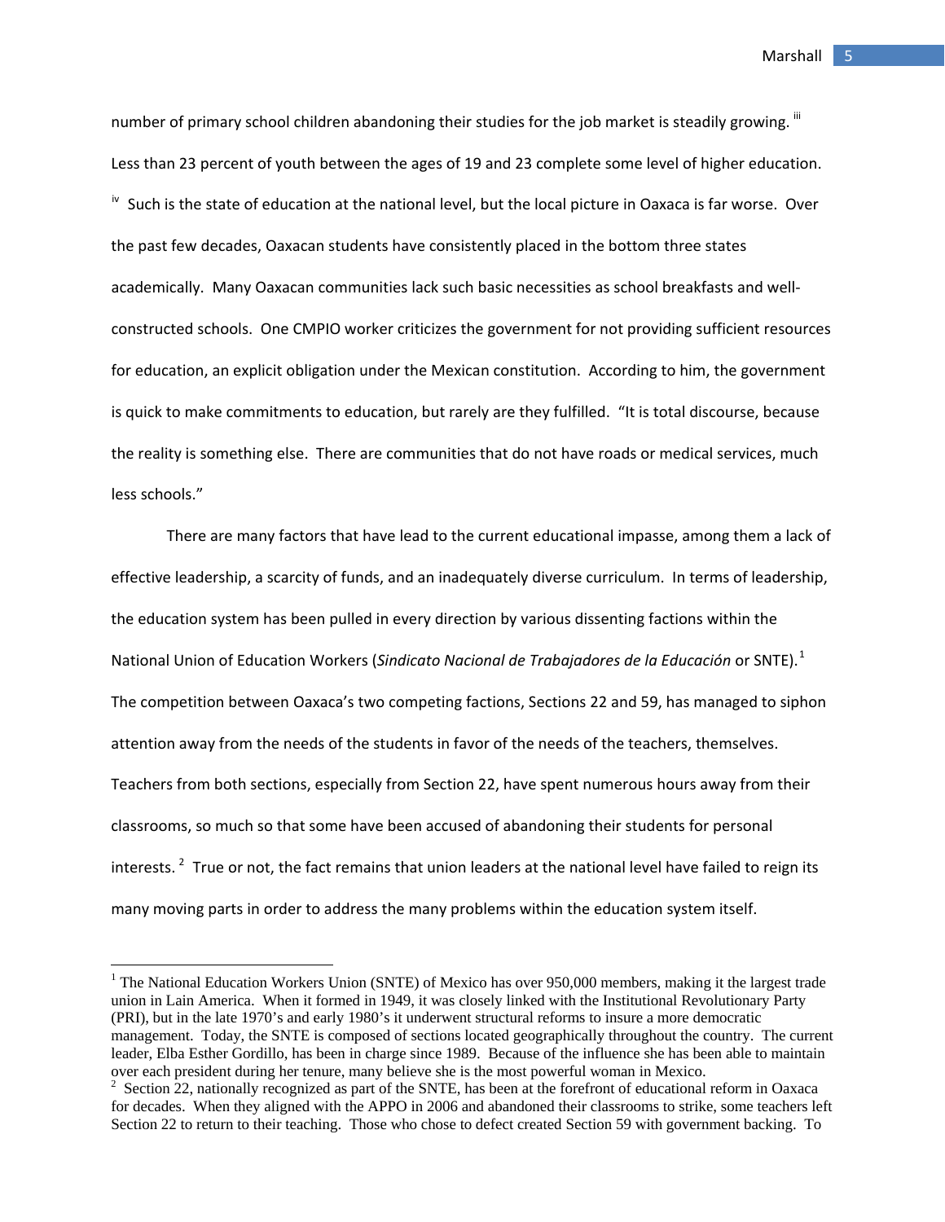number of primary school children abandoning their studies for the job market is steadily growing. [iii] Less than 23 percent of youth between the ages of 19 and 23 complete some level of higher education. [iv] Such is the state of education at the national level, but the local picture in Oaxaca is far worse. Over the past few decades, Oaxacan students have consistently placed in the bottom three states academically. Many Oaxacan communities lack such basic necessities as school breakfasts and well-constructed schools. One CMPIO worker criticizes the government for not providing sufficient resources for education, an explicit obligation under the Mexican constitution. According to him, the government is quick to make commitments to education, but rarely are they fulfilled. "It is total discourse, because the reality is something else. There are communities that do not have roads or medical services, much less schools."

There are many factors that have lead to the current educational impasse, among them a lack of effective leadership, a scarcity of funds, and an inadequately diverse curriculum. In terms of leadership, the education system has been pulled in every direction by various dissenting factions within the National Union of Education Workers (*Sindicato Nacional de Trabajadores de la Educación* or SNTE).[1] The competition between Oaxaca's two competing factions, Sections 22 and 59, has managed to siphon attention away from the needs of the students in favor of the needs of the teachers, themselves. Teachers from both sections, especially from Section 22, have spent numerous hours away from their classrooms, so much so that some have been accused of abandoning their students for personal interests. [2] True or not, the fact remains that union leaders at the national level have failed to reign its many moving parts in order to address the many problems within the education system itself.

---

[1] The National Education Workers Union (SNTE) of Mexico has over 950,000 members, making it the largest trade union in Lain America. When it formed in 1949, it was closely linked with the Institutional Revolutionary Party (PRI), but in the late 1970's and early 1980's it underwent structural reforms to insure a more democratic management. Today, the SNTE is composed of sections located geographically throughout the country. The current leader, Elba Esther Gordillo, has been in charge since 1989. Because of the influence she has been able to maintain over each president during her tenure, many believe she is the most powerful woman in Mexico.

[2] Section 22, nationally recognized as part of the SNTE, has been at the forefront of educational reform in Oaxaca for decades. When they aligned with the APPO in 2006 and abandoned their classrooms to strike, some teachers left Section 22 to return to their teaching. Those who chose to defect created Section 59 with government backing. To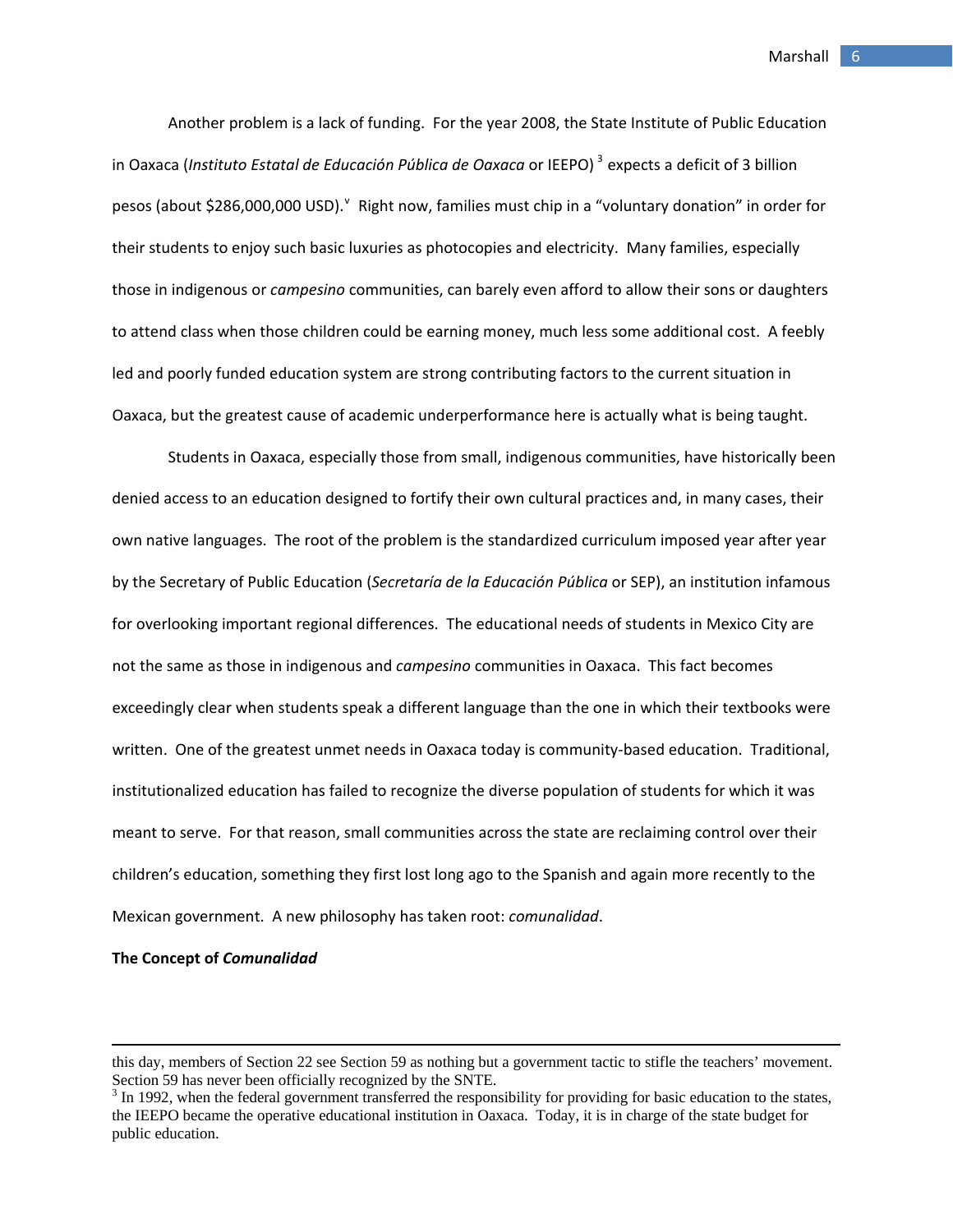Another problem is a lack of funding. For the year 2008, the State Institute of Public Education in Oaxaca (*Instituto Estatal de Educación Pública de Oaxaca* or IEEPO)[3] expects a deficit of 3 billion pesos (about $286,000,000 USD).[v] Right now, families must chip in a "voluntary donation" in order for their students to enjoy such basic luxuries as photocopies and electricity. Many families, especially those in indigenous or *campesino* communities, can barely even afford to allow their sons or daughters to attend class when those children could be earning money, much less some additional cost. A feebly led and poorly funded education system are strong contributing factors to the current situation in Oaxaca, but the greatest cause of academic underperformance here is actually what is being taught.

Students in Oaxaca, especially those from small, indigenous communities, have historically been denied access to an education designed to fortify their own cultural practices and, in many cases, their own native languages. The root of the problem is the standardized curriculum imposed year after year by the Secretary of Public Education (*Secretaría de la Educación Pública* or SEP), an institution infamous for overlooking important regional differences. The educational needs of students in Mexico City are not the same as those in indigenous and *campesino* communities in Oaxaca. This fact becomes exceedingly clear when students speak a different language than the one in which their textbooks were written. One of the greatest unmet needs in Oaxaca today is community-based education. Traditional, institutionalized education has failed to recognize the diverse population of students for which it was meant to serve. For that reason, small communities across the state are reclaiming control over their children's education, something they first lost long ago to the Spanish and again more recently to the Mexican government. A new philosophy has taken root: *comunalidad*.

**The Concept of *Comunalidad***

---

this day, members of Section 22 see Section 59 as nothing but a government tactic to stifle the teachers' movement. Section 59 has never been officially recognized by the SNTE.

[3] In 1992, when the federal government transferred the responsibility for providing for basic education to the states, the IEEPO became the operative educational institution in Oaxaca. Today, it is in charge of the state budget for public education.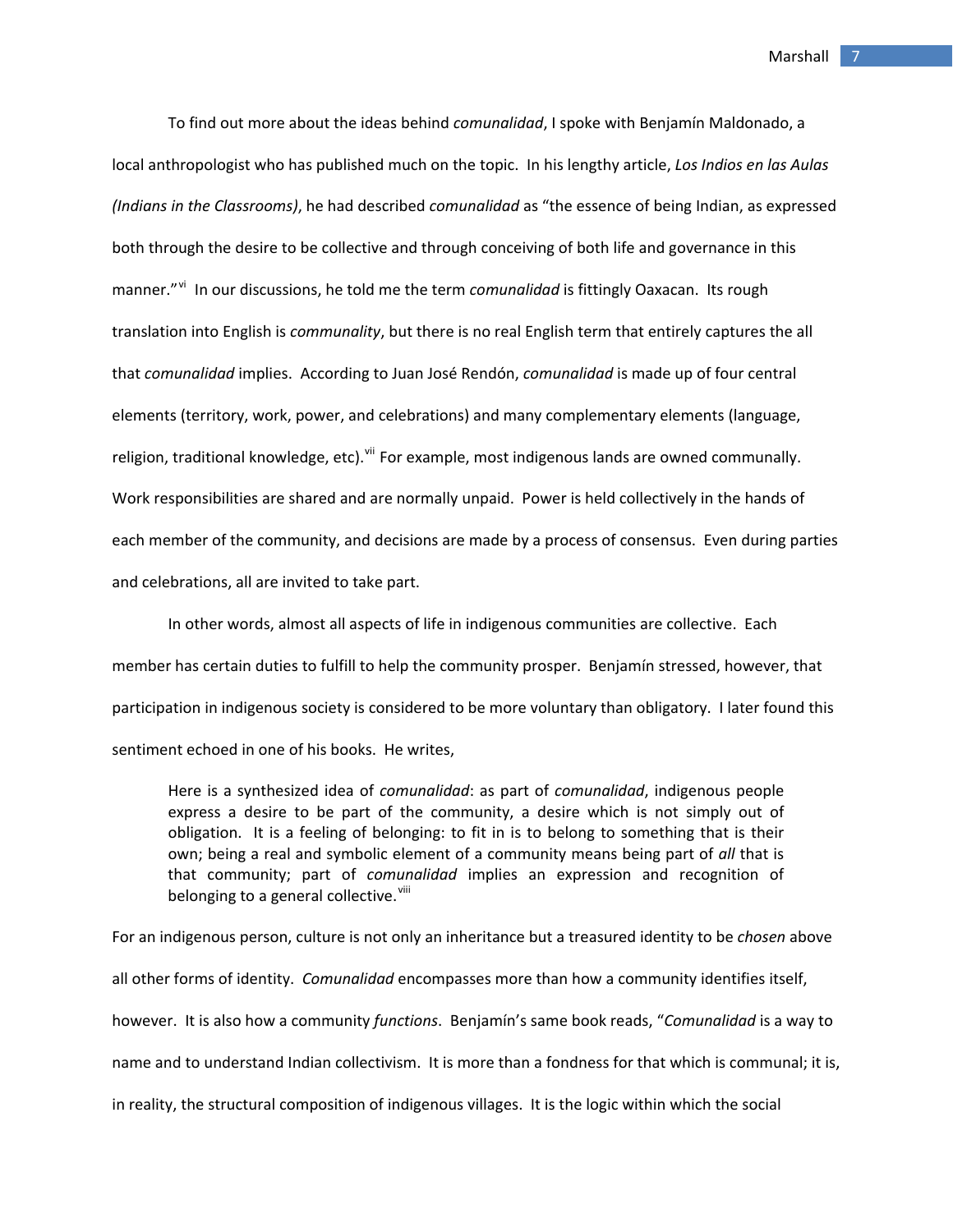To find out more about the ideas behind *comunalidad*, I spoke with Benjamín Maldonado, a local anthropologist who has published much on the topic. In his lengthy article, *Los Indios en las Aulas (Indians in the Classrooms)*, he had described *comunalidad* as "the essence of being Indian, as expressed both through the desire to be collective and through conceiving of both life and governance in this manner."[vi] In our discussions, he told me the term *comunalidad* is fittingly Oaxacan. Its rough translation into English is *communality*, but there is no real English term that entirely captures the all that *comunalidad* implies. According to Juan José Rendón, *comunalidad* is made up of four central elements (territory, work, power, and celebrations) and many complementary elements (language, religion, traditional knowledge, etc).[vii] For example, most indigenous lands are owned communally. Work responsibilities are shared and are normally unpaid. Power is held collectively in the hands of each member of the community, and decisions are made by a process of consensus. Even during parties and celebrations, all are invited to take part.

In other words, almost all aspects of life in indigenous communities are collective. Each member has certain duties to fulfill to help the community prosper. Benjamín stressed, however, that participation in indigenous society is considered to be more voluntary than obligatory. I later found this sentiment echoed in one of his books. He writes,

> Here is a synthesized idea of *comunalidad*: as part of *comunalidad*, indigenous people express a desire to be part of the community, a desire which is not simply out of obligation. It is a feeling of belonging: to fit in is to belong to something that is their own; being a real and symbolic element of a community means being part of *all* that is that community; part of *comunalidad* implies an expression and recognition of belonging to a general collective.[viii]

For an indigenous person, culture is not only an inheritance but a treasured identity to be *chosen* above all other forms of identity. *Comunalidad* encompasses more than how a community identifies itself, however. It is also how a community *functions*. Benjamín's same book reads, "*Comunalidad* is a way to name and to understand Indian collectivism. It is more than a fondness for that which is communal; it is, in reality, the structural composition of indigenous villages. It is the logic within which the social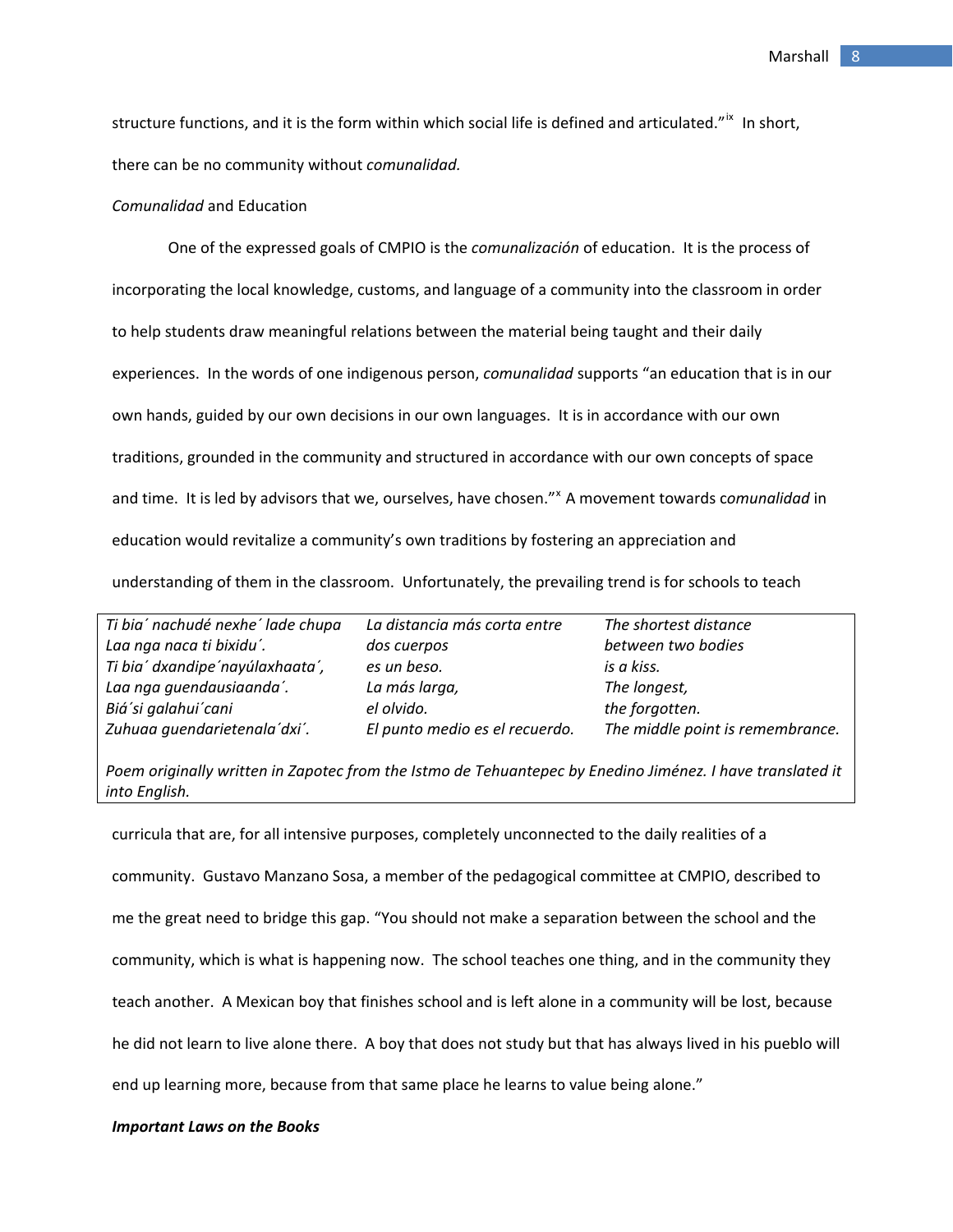structure functions, and it is the form within which social life is defined and articulated."[ix] In short, there can be no community without *comunalidad.*

*Comunalidad* and Education

One of the expressed goals of CMPIO is the *comunalización* of education. It is the process of incorporating the local knowledge, customs, and language of a community into the classroom in order to help students draw meaningful relations between the material being taught and their daily experiences. In the words of one indigenous person, *comunalidad* supports "an education that is in our own hands, guided by our own decisions in our own languages. It is in accordance with our own traditions, grounded in the community and structured in accordance with our own concepts of space and time. It is led by advisors that we, ourselves, have chosen."[x] A movement towards c*omunalidad* in education would revitalize a community's own traditions by fostering an appreciation and understanding of them in the classroom. Unfortunately, the prevailing trend is for schools to teach curricula that are, for all intensive purposes, completely unconnected to the daily realities of a community. Gustavo Manzano Sosa, a member of the pedagogical committee at CMPIO, described to me the great need to bridge this gap. "You should not make a separation between the school and the community, which is what is happening now. The school teaches one thing, and in the community they teach another. A Mexican boy that finishes school and is left alone in a community will be lost, because he did not learn to live alone there. A boy that does not study but that has always lived in his pueblo will end up learning more, because from that same place he learns to value being alone."

| | | |
|---|---|---|
| *Ti bia´ nachudé nexhe´ lade chupa* | *La distancia más corta entre* | *The shortest distance* |
| *Laa nga naca ti bixidu´.* | *dos cuerpos* | *between two bodies* |
| *Ti bia´ dxandipe´nayúlaxhaata´,* | *es un beso.* | *is a kiss.* |
| *Laa nga guendausiaanda´.* | *La más larga,* | *The longest,* |
| *Biá´si galahui´cani* | *el olvido.* | *the forgotten.* |
| *Zuhuaa guendarietenala´dxi´.* | *El punto medio es el recuerdo.* | *The middle point is remembrance.* |

*Poem originally written in Zapotec from the Istmo de Tehuantepec by Enedino Jiménez. I have translated it into English.*

***Important Laws on the Books***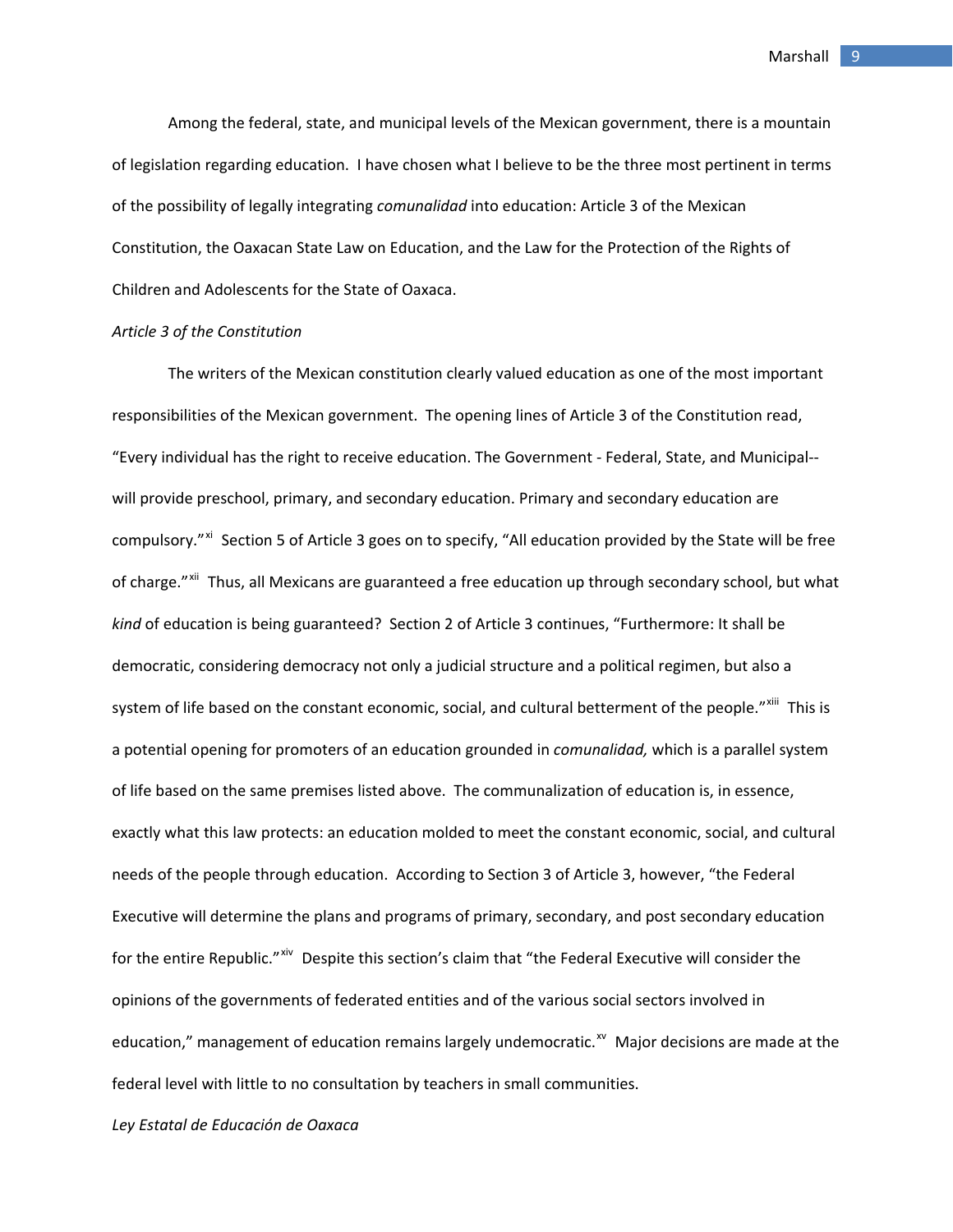Among the federal, state, and municipal levels of the Mexican government, there is a mountain of legislation regarding education. I have chosen what I believe to be the three most pertinent in terms of the possibility of legally integrating *comunalidad* into education: Article 3 of the Mexican Constitution, the Oaxacan State Law on Education, and the Law for the Protection of the Rights of Children and Adolescents for the State of Oaxaca.

*Article 3 of the Constitution*

The writers of the Mexican constitution clearly valued education as one of the most important responsibilities of the Mexican government. The opening lines of Article 3 of the Constitution read, "Every individual has the right to receive education. The Government - Federal, State, and Municipal-- will provide preschool, primary, and secondary education. Primary and secondary education are compulsory."[xi] Section 5 of Article 3 goes on to specify, "All education provided by the State will be free of charge."[xii] Thus, all Mexicans are guaranteed a free education up through secondary school, but what *kind* of education is being guaranteed? Section 2 of Article 3 continues, "Furthermore: It shall be democratic, considering democracy not only a judicial structure and a political regimen, but also a system of life based on the constant economic, social, and cultural betterment of the people."[xiii] This is a potential opening for promoters of an education grounded in *comunalidad,* which is a parallel system of life based on the same premises listed above. The communalization of education is, in essence, exactly what this law protects: an education molded to meet the constant economic, social, and cultural needs of the people through education. According to Section 3 of Article 3, however, "the Federal Executive will determine the plans and programs of primary, secondary, and post secondary education for the entire Republic."[xiv] Despite this section's claim that "the Federal Executive will consider the opinions of the governments of federated entities and of the various social sectors involved in education," management of education remains largely undemocratic.[xv] Major decisions are made at the federal level with little to no consultation by teachers in small communities.

*Ley Estatal de Educación de Oaxaca*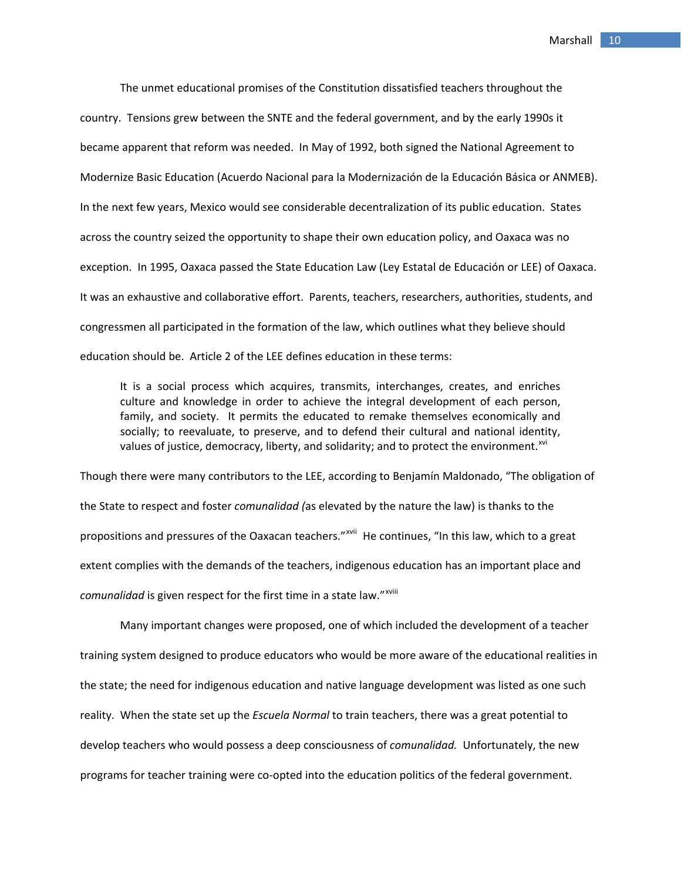The unmet educational promises of the Constitution dissatisfied teachers throughout the country. Tensions grew between the SNTE and the federal government, and by the early 1990s it became apparent that reform was needed. In May of 1992, both signed the National Agreement to Modernize Basic Education (Acuerdo Nacional para la Modernización de la Educación Básica or ANMEB). In the next few years, Mexico would see considerable decentralization of its public education. States across the country seized the opportunity to shape their own education policy, and Oaxaca was no exception. In 1995, Oaxaca passed the State Education Law (Ley Estatal de Educación or LEE) of Oaxaca. It was an exhaustive and collaborative effort. Parents, teachers, researchers, authorities, students, and congressmen all participated in the formation of the law, which outlines what they believe should education should be. Article 2 of the LEE defines education in these terms:

> It is a social process which acquires, transmits, interchanges, creates, and enriches culture and knowledge in order to achieve the integral development of each person, family, and society. It permits the educated to remake themselves economically and socially; to reevaluate, to preserve, and to defend their cultural and national identity, values of justice, democracy, liberty, and solidarity; and to protect the environment.[xvi]

Though there were many contributors to the LEE, according to Benjamín Maldonado, "The obligation of the State to respect and foster *comunalidad (*as elevated by the nature the law) is thanks to the propositions and pressures of the Oaxacan teachers."[xvii] He continues, "In this law, which to a great extent complies with the demands of the teachers, indigenous education has an important place and *comunalidad* is given respect for the first time in a state law."[xviii]

Many important changes were proposed, one of which included the development of a teacher training system designed to produce educators who would be more aware of the educational realities in the state; the need for indigenous education and native language development was listed as one such reality. When the state set up the *Escuela Normal* to train teachers, there was a great potential to develop teachers who would possess a deep consciousness of *comunalidad.* Unfortunately, the new programs for teacher training were co-opted into the education politics of the federal government.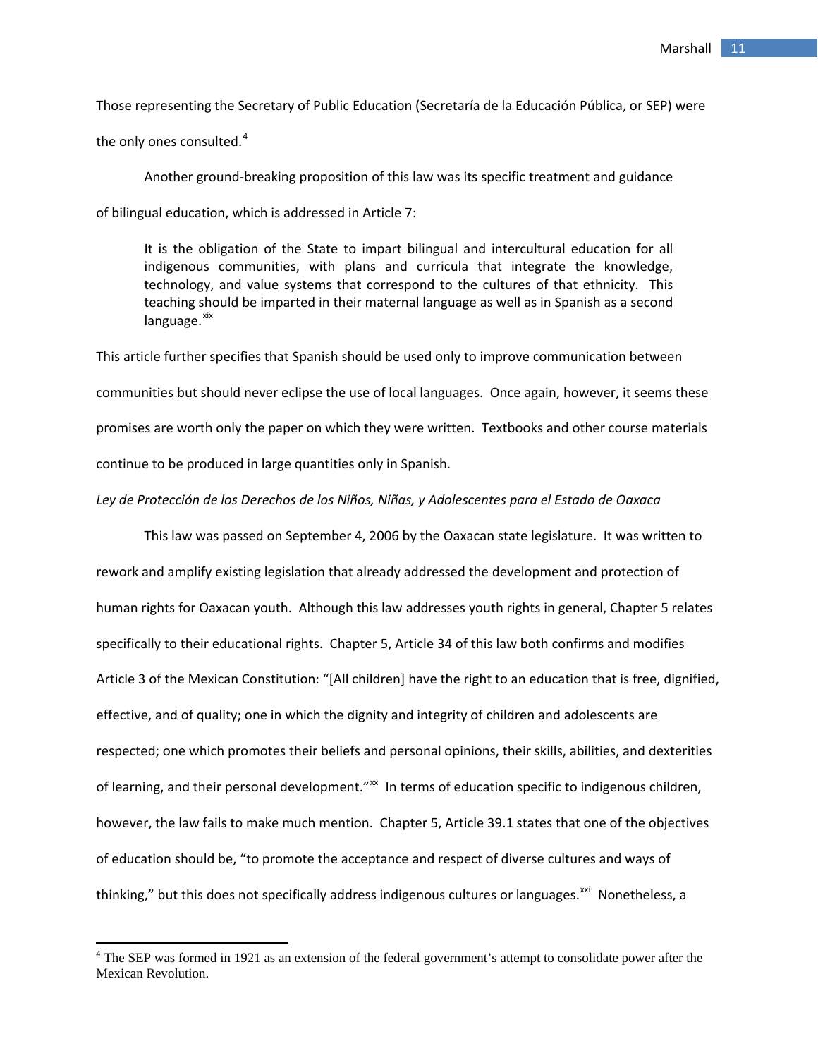Those representing the Secretary of Public Education (Secretaría de la Educación Pública, or SEP) were the only ones consulted.[4]

Another ground-breaking proposition of this law was its specific treatment and guidance of bilingual education, which is addressed in Article 7:

> It is the obligation of the State to impart bilingual and intercultural education for all indigenous communities, with plans and curricula that integrate the knowledge, technology, and value systems that correspond to the cultures of that ethnicity. This teaching should be imparted in their maternal language as well as in Spanish as a second language.[xix]

This article further specifies that Spanish should be used only to improve communication between communities but should never eclipse the use of local languages. Once again, however, it seems these promises are worth only the paper on which they were written. Textbooks and other course materials continue to be produced in large quantities only in Spanish.

*Ley de Protección de los Derechos de los Niños, Niñas, y Adolescentes para el Estado de Oaxaca*

This law was passed on September 4, 2006 by the Oaxacan state legislature. It was written to rework and amplify existing legislation that already addressed the development and protection of human rights for Oaxacan youth. Although this law addresses youth rights in general, Chapter 5 relates specifically to their educational rights. Chapter 5, Article 34 of this law both confirms and modifies Article 3 of the Mexican Constitution: "[All children] have the right to an education that is free, dignified, effective, and of quality; one in which the dignity and integrity of children and adolescents are respected; one which promotes their beliefs and personal opinions, their skills, abilities, and dexterities of learning, and their personal development."[xx] In terms of education specific to indigenous children, however, the law fails to make much mention. Chapter 5, Article 39.1 states that one of the objectives of education should be, "to promote the acceptance and respect of diverse cultures and ways of thinking," but this does not specifically address indigenous cultures or languages.[xxi] Nonetheless, a

[4] The SEP was formed in 1921 as an extension of the federal government's attempt to consolidate power after the Mexican Revolution.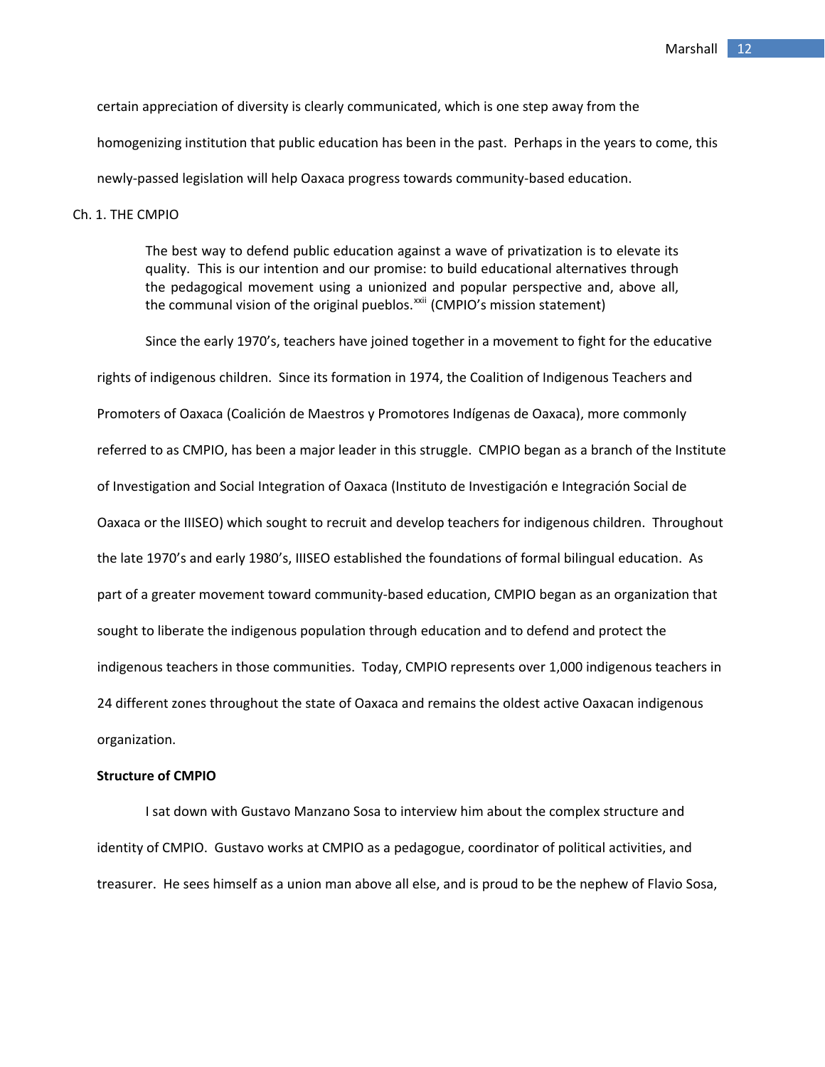certain appreciation of diversity is clearly communicated, which is one step away from the homogenizing institution that public education has been in the past. Perhaps in the years to come, this newly-passed legislation will help Oaxaca progress towards community-based education.

## Ch. 1. THE CMPIO

> The best way to defend public education against a wave of privatization is to elevate its quality. This is our intention and our promise: to build educational alternatives through the pedagogical movement using a unionized and popular perspective and, above all, the communal vision of the original pueblos.[xxii] (CMPIO's mission statement)

Since the early 1970's, teachers have joined together in a movement to fight for the educative rights of indigenous children. Since its formation in 1974, the Coalition of Indigenous Teachers and Promoters of Oaxaca (Coalición de Maestros y Promotores Indígenas de Oaxaca), more commonly referred to as CMPIO, has been a major leader in this struggle. CMPIO began as a branch of the Institute of Investigation and Social Integration of Oaxaca (Instituto de Investigación e Integración Social de Oaxaca or the IIISEO) which sought to recruit and develop teachers for indigenous children. Throughout the late 1970's and early 1980's, IIISEO established the foundations of formal bilingual education. As part of a greater movement toward community-based education, CMPIO began as an organization that sought to liberate the indigenous population through education and to defend and protect the indigenous teachers in those communities. Today, CMPIO represents over 1,000 indigenous teachers in 24 different zones throughout the state of Oaxaca and remains the oldest active Oaxacan indigenous organization.

### Structure of CMPIO

I sat down with Gustavo Manzano Sosa to interview him about the complex structure and identity of CMPIO. Gustavo works at CMPIO as a pedagogue, coordinator of political activities, and treasurer. He sees himself as a union man above all else, and is proud to be the nephew of Flavio Sosa,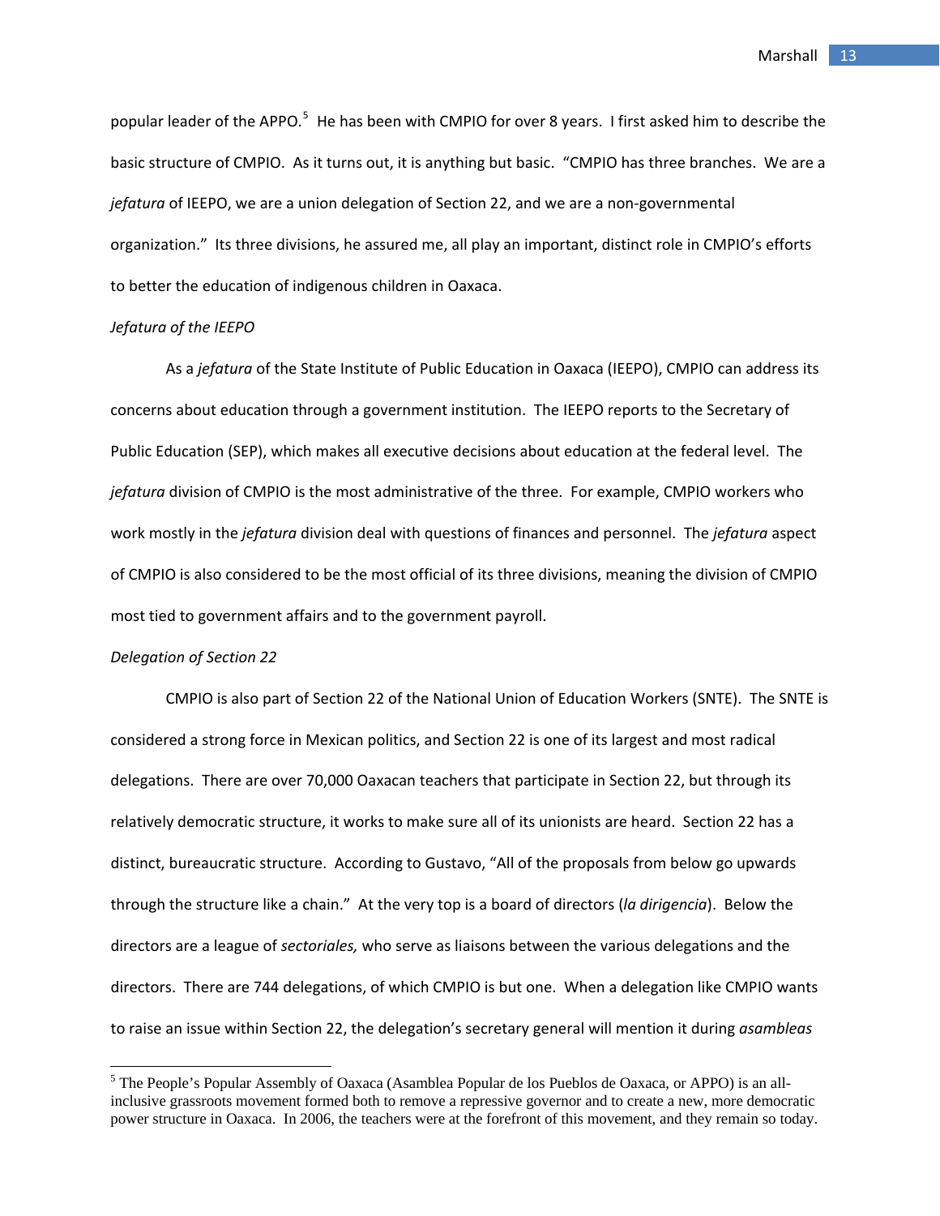popular leader of the APPO.[5] He has been with CMPIO for over 8 years. I first asked him to describe the basic structure of CMPIO. As it turns out, it is anything but basic. "CMPIO has three branches. We are a *jefatura* of IEEPO, we are a union delegation of Section 22, and we are a non-governmental organization." Its three divisions, he assured me, all play an important, distinct role in CMPIO's efforts to better the education of indigenous children in Oaxaca.

*Jefatura of the IEEPO*

As a *jefatura* of the State Institute of Public Education in Oaxaca (IEEPO), CMPIO can address its concerns about education through a government institution. The IEEPO reports to the Secretary of Public Education (SEP), which makes all executive decisions about education at the federal level. The *jefatura* division of CMPIO is the most administrative of the three. For example, CMPIO workers who work mostly in the *jefatura* division deal with questions of finances and personnel. The *jefatura* aspect of CMPIO is also considered to be the most official of its three divisions, meaning the division of CMPIO most tied to government affairs and to the government payroll.

*Delegation of Section 22*

CMPIO is also part of Section 22 of the National Union of Education Workers (SNTE). The SNTE is considered a strong force in Mexican politics, and Section 22 is one of its largest and most radical delegations. There are over 70,000 Oaxacan teachers that participate in Section 22, but through its relatively democratic structure, it works to make sure all of its unionists are heard. Section 22 has a distinct, bureaucratic structure. According to Gustavo, "All of the proposals from below go upwards through the structure like a chain." At the very top is a board of directors (*la dirigencia*). Below the directors are a league of *sectoriales,* who serve as liaisons between the various delegations and the directors. There are 744 delegations, of which CMPIO is but one. When a delegation like CMPIO wants to raise an issue within Section 22, the delegation's secretary general will mention it during *asambleas*

---

[5] The People's Popular Assembly of Oaxaca (Asamblea Popular de los Pueblos de Oaxaca, or APPO) is an all-inclusive grassroots movement formed both to remove a repressive governor and to create a new, more democratic power structure in Oaxaca. In 2006, the teachers were at the forefront of this movement, and they remain so today.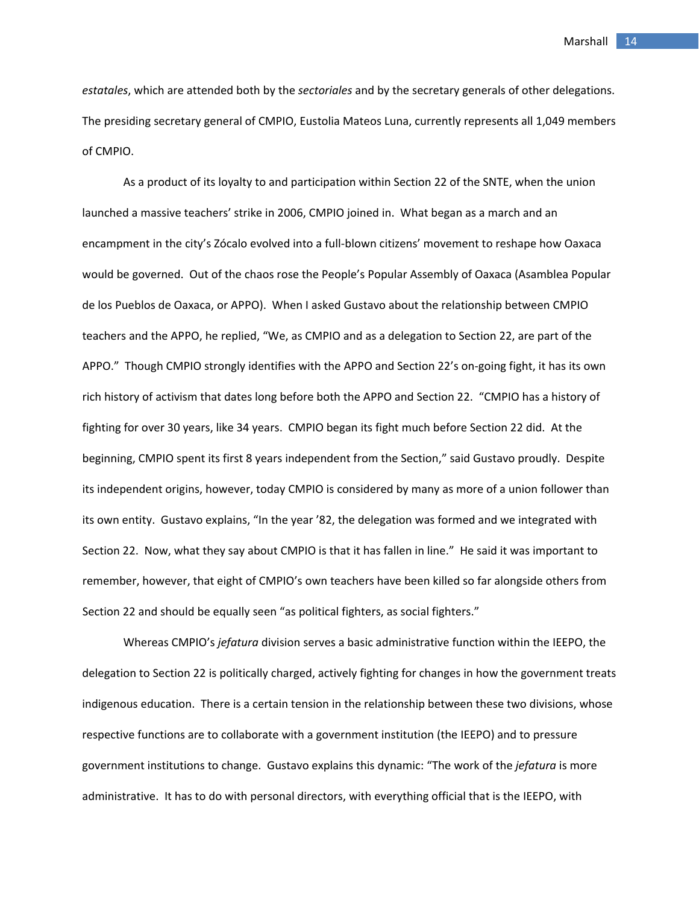*estatales*, which are attended both by the *sectoriales* and by the secretary generals of other delegations. The presiding secretary general of CMPIO, Eustolia Mateos Luna, currently represents all 1,049 members of CMPIO.

As a product of its loyalty to and participation within Section 22 of the SNTE, when the union launched a massive teachers' strike in 2006, CMPIO joined in. What began as a march and an encampment in the city's Zócalo evolved into a full-blown citizens' movement to reshape how Oaxaca would be governed. Out of the chaos rose the People's Popular Assembly of Oaxaca (Asamblea Popular de los Pueblos de Oaxaca, or APPO). When I asked Gustavo about the relationship between CMPIO teachers and the APPO, he replied, "We, as CMPIO and as a delegation to Section 22, are part of the APPO." Though CMPIO strongly identifies with the APPO and Section 22's on-going fight, it has its own rich history of activism that dates long before both the APPO and Section 22. "CMPIO has a history of fighting for over 30 years, like 34 years. CMPIO began its fight much before Section 22 did. At the beginning, CMPIO spent its first 8 years independent from the Section," said Gustavo proudly. Despite its independent origins, however, today CMPIO is considered by many as more of a union follower than its own entity. Gustavo explains, "In the year '82, the delegation was formed and we integrated with Section 22. Now, what they say about CMPIO is that it has fallen in line." He said it was important to remember, however, that eight of CMPIO's own teachers have been killed so far alongside others from Section 22 and should be equally seen "as political fighters, as social fighters."

Whereas CMPIO's *jefatura* division serves a basic administrative function within the IEEPO, the delegation to Section 22 is politically charged, actively fighting for changes in how the government treats indigenous education. There is a certain tension in the relationship between these two divisions, whose respective functions are to collaborate with a government institution (the IEEPO) and to pressure government institutions to change. Gustavo explains this dynamic: "The work of the *jefatura* is more administrative. It has to do with personal directors, with everything official that is the IEEPO, with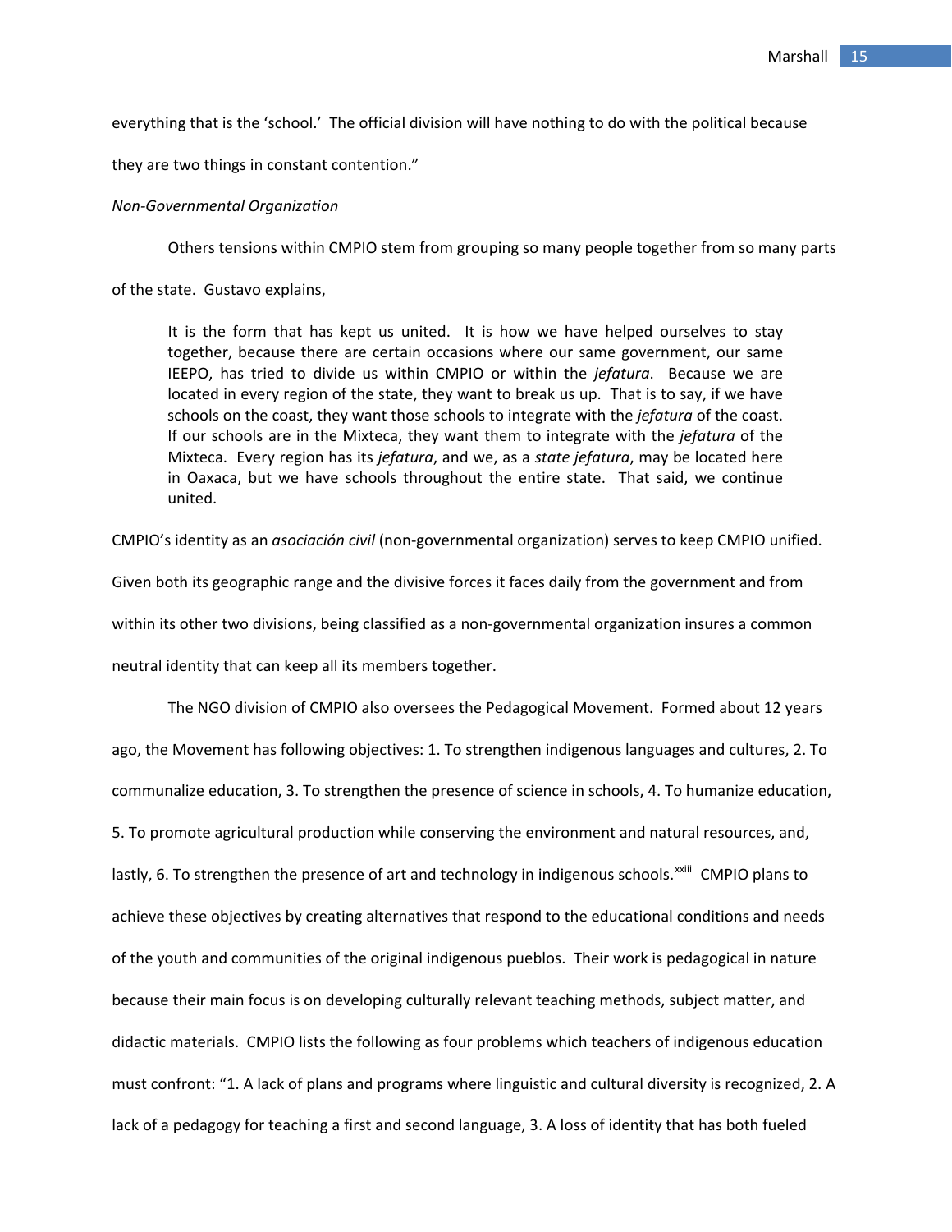everything that is the 'school.' The official division will have nothing to do with the political because they are two things in constant contention."

*Non-Governmental Organization*

Others tensions within CMPIO stem from grouping so many people together from so many parts of the state. Gustavo explains,

> It is the form that has kept us united. It is how we have helped ourselves to stay together, because there are certain occasions where our same government, our same IEEPO, has tried to divide us within CMPIO or within the *jefatura*. Because we are located in every region of the state, they want to break us up. That is to say, if we have schools on the coast, they want those schools to integrate with the *jefatura* of the coast. If our schools are in the Mixteca, they want them to integrate with the *jefatura* of the Mixteca. Every region has its *jefatura*, and we, as a *state jefatura*, may be located here in Oaxaca, but we have schools throughout the entire state. That said, we continue united.

CMPIO's identity as an *asociación civil* (non-governmental organization) serves to keep CMPIO unified. Given both its geographic range and the divisive forces it faces daily from the government and from within its other two divisions, being classified as a non-governmental organization insures a common neutral identity that can keep all its members together.

The NGO division of CMPIO also oversees the Pedagogical Movement. Formed about 12 years ago, the Movement has following objectives: 1. To strengthen indigenous languages and cultures, 2. To communalize education, 3. To strengthen the presence of science in schools, 4. To humanize education, 5. To promote agricultural production while conserving the environment and natural resources, and, lastly, 6. To strengthen the presence of art and technology in indigenous schools.[xxiii] CMPIO plans to achieve these objectives by creating alternatives that respond to the educational conditions and needs of the youth and communities of the original indigenous pueblos. Their work is pedagogical in nature because their main focus is on developing culturally relevant teaching methods, subject matter, and didactic materials. CMPIO lists the following as four problems which teachers of indigenous education must confront: "1. A lack of plans and programs where linguistic and cultural diversity is recognized, 2. A lack of a pedagogy for teaching a first and second language, 3. A loss of identity that has both fueled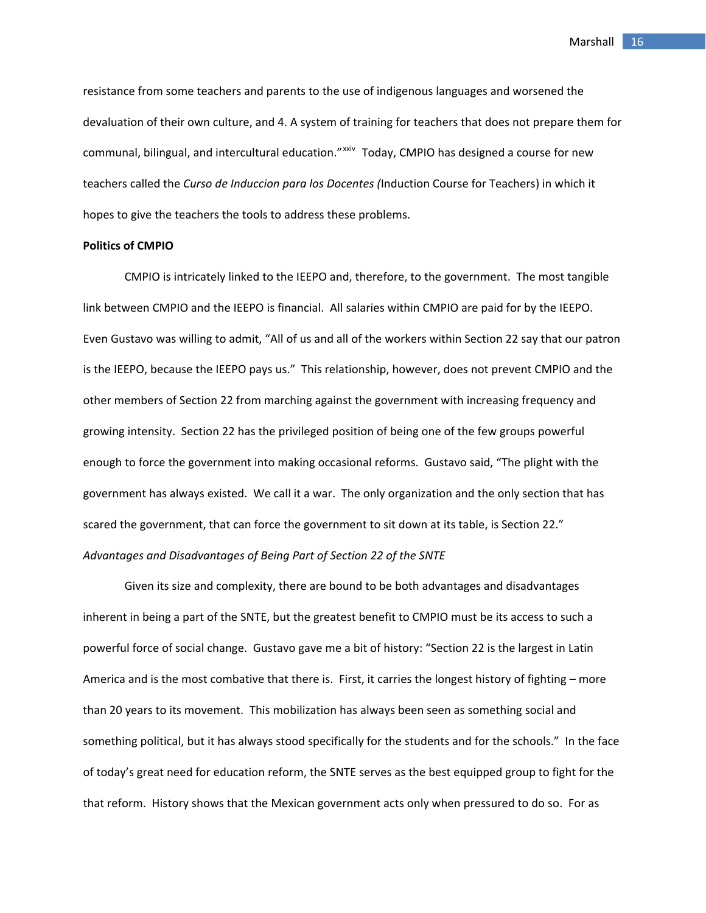resistance from some teachers and parents to the use of indigenous languages and worsened the devaluation of their own culture, and 4. A system of training for teachers that does not prepare them for communal, bilingual, and intercultural education."[xxiv] Today, CMPIO has designed a course for new teachers called the *Curso de Induccion para los Docentes (*Induction Course for Teachers) in which it hopes to give the teachers the tools to address these problems.

**Politics of CMPIO**

CMPIO is intricately linked to the IEEPO and, therefore, to the government. The most tangible link between CMPIO and the IEEPO is financial. All salaries within CMPIO are paid for by the IEEPO. Even Gustavo was willing to admit, "All of us and all of the workers within Section 22 say that our patron is the IEEPO, because the IEEPO pays us." This relationship, however, does not prevent CMPIO and the other members of Section 22 from marching against the government with increasing frequency and growing intensity. Section 22 has the privileged position of being one of the few groups powerful enough to force the government into making occasional reforms. Gustavo said, "The plight with the government has always existed. We call it a war. The only organization and the only section that has scared the government, that can force the government to sit down at its table, is Section 22."

*Advantages and Disadvantages of Being Part of Section 22 of the SNTE*

Given its size and complexity, there are bound to be both advantages and disadvantages inherent in being a part of the SNTE, but the greatest benefit to CMPIO must be its access to such a powerful force of social change. Gustavo gave me a bit of history: "Section 22 is the largest in Latin America and is the most combative that there is. First, it carries the longest history of fighting – more than 20 years to its movement. This mobilization has always been seen as something social and something political, but it has always stood specifically for the students and for the schools." In the face of today's great need for education reform, the SNTE serves as the best equipped group to fight for the that reform. History shows that the Mexican government acts only when pressured to do so. For as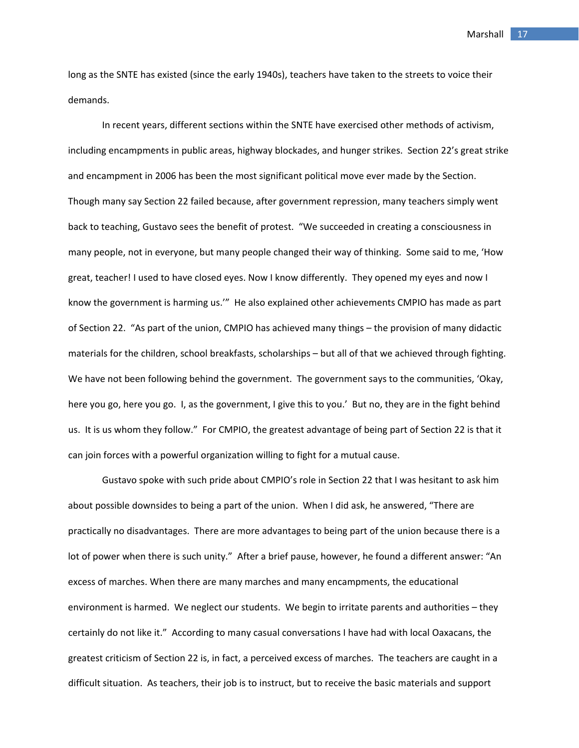long as the SNTE has existed (since the early 1940s), teachers have taken to the streets to voice their demands.

In recent years, different sections within the SNTE have exercised other methods of activism, including encampments in public areas, highway blockades, and hunger strikes. Section 22's great strike and encampment in 2006 has been the most significant political move ever made by the Section. Though many say Section 22 failed because, after government repression, many teachers simply went back to teaching, Gustavo sees the benefit of protest. "We succeeded in creating a consciousness in many people, not in everyone, but many people changed their way of thinking. Some said to me, 'How great, teacher! I used to have closed eyes. Now I know differently. They opened my eyes and now I know the government is harming us.'" He also explained other achievements CMPIO has made as part of Section 22. "As part of the union, CMPIO has achieved many things – the provision of many didactic materials for the children, school breakfasts, scholarships – but all of that we achieved through fighting. We have not been following behind the government. The government says to the communities, 'Okay, here you go, here you go. I, as the government, I give this to you.' But no, they are in the fight behind us. It is us whom they follow." For CMPIO, the greatest advantage of being part of Section 22 is that it can join forces with a powerful organization willing to fight for a mutual cause.

Gustavo spoke with such pride about CMPIO's role in Section 22 that I was hesitant to ask him about possible downsides to being a part of the union. When I did ask, he answered, "There are practically no disadvantages. There are more advantages to being part of the union because there is a lot of power when there is such unity." After a brief pause, however, he found a different answer: "An excess of marches. When there are many marches and many encampments, the educational environment is harmed. We neglect our students. We begin to irritate parents and authorities – they certainly do not like it." According to many casual conversations I have had with local Oaxacans, the greatest criticism of Section 22 is, in fact, a perceived excess of marches. The teachers are caught in a difficult situation. As teachers, their job is to instruct, but to receive the basic materials and support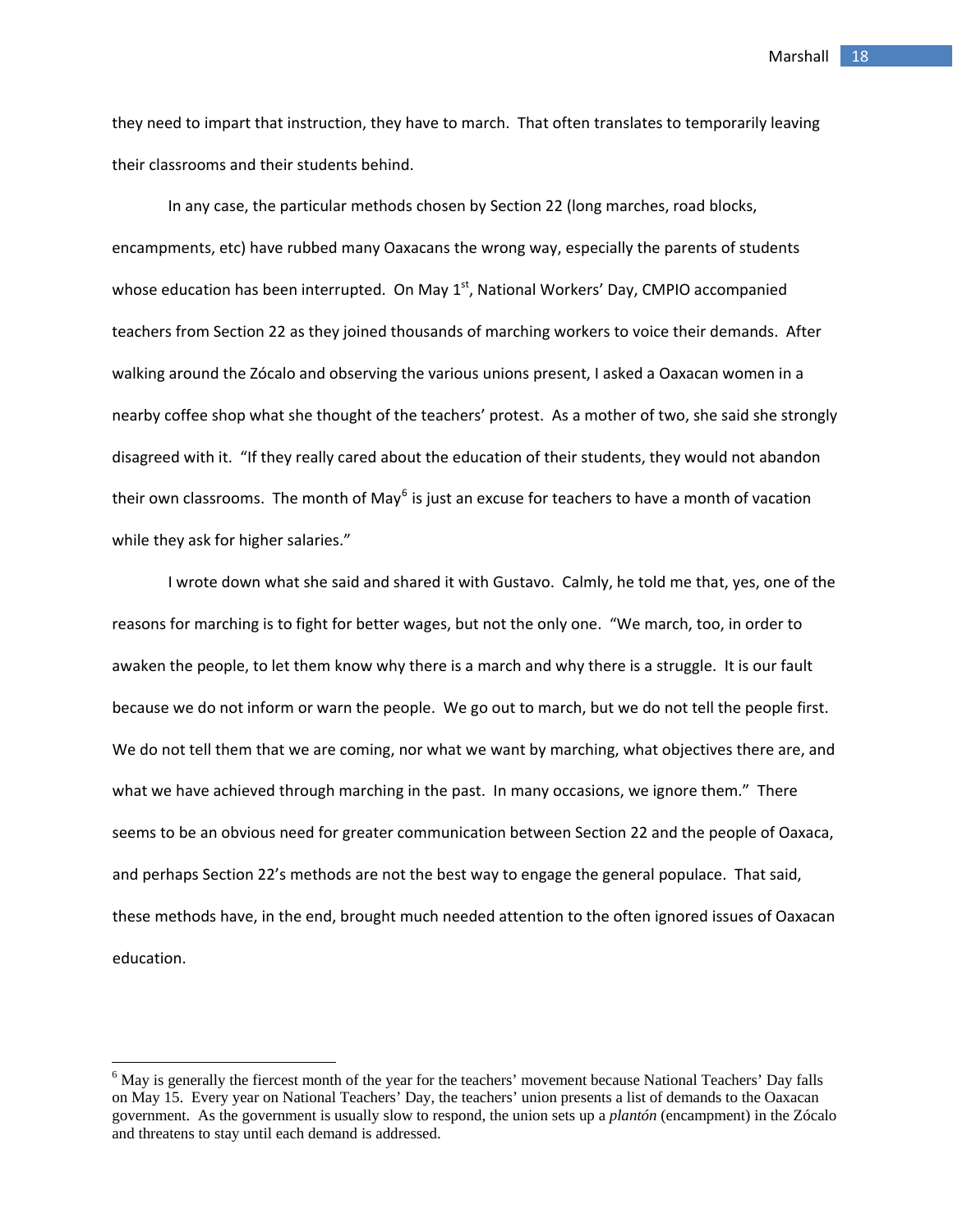they need to impart that instruction, they have to march. That often translates to temporarily leaving their classrooms and their students behind.

In any case, the particular methods chosen by Section 22 (long marches, road blocks, encampments, etc) have rubbed many Oaxacans the wrong way, especially the parents of students whose education has been interrupted. On May 1st, National Workers' Day, CMPIO accompanied teachers from Section 22 as they joined thousands of marching workers to voice their demands. After walking around the Zócalo and observing the various unions present, I asked a Oaxacan women in a nearby coffee shop what she thought of the teachers' protest. As a mother of two, she said she strongly disagreed with it. "If they really cared about the education of their students, they would not abandon their own classrooms. The month of May[6] is just an excuse for teachers to have a month of vacation while they ask for higher salaries."

I wrote down what she said and shared it with Gustavo. Calmly, he told me that, yes, one of the reasons for marching is to fight for better wages, but not the only one. "We march, too, in order to awaken the people, to let them know why there is a march and why there is a struggle. It is our fault because we do not inform or warn the people. We go out to march, but we do not tell the people first. We do not tell them that we are coming, nor what we want by marching, what objectives there are, and what we have achieved through marching in the past. In many occasions, we ignore them." There seems to be an obvious need for greater communication between Section 22 and the people of Oaxaca, and perhaps Section 22's methods are not the best way to engage the general populace. That said, these methods have, in the end, brought much needed attention to the often ignored issues of Oaxacan education.

---

[6] May is generally the fiercest month of the year for the teachers' movement because National Teachers' Day falls on May 15. Every year on National Teachers' Day, the teachers' union presents a list of demands to the Oaxacan government. As the government is usually slow to respond, the union sets up a *plantón* (encampment) in the Zócalo and threatens to stay until each demand is addressed.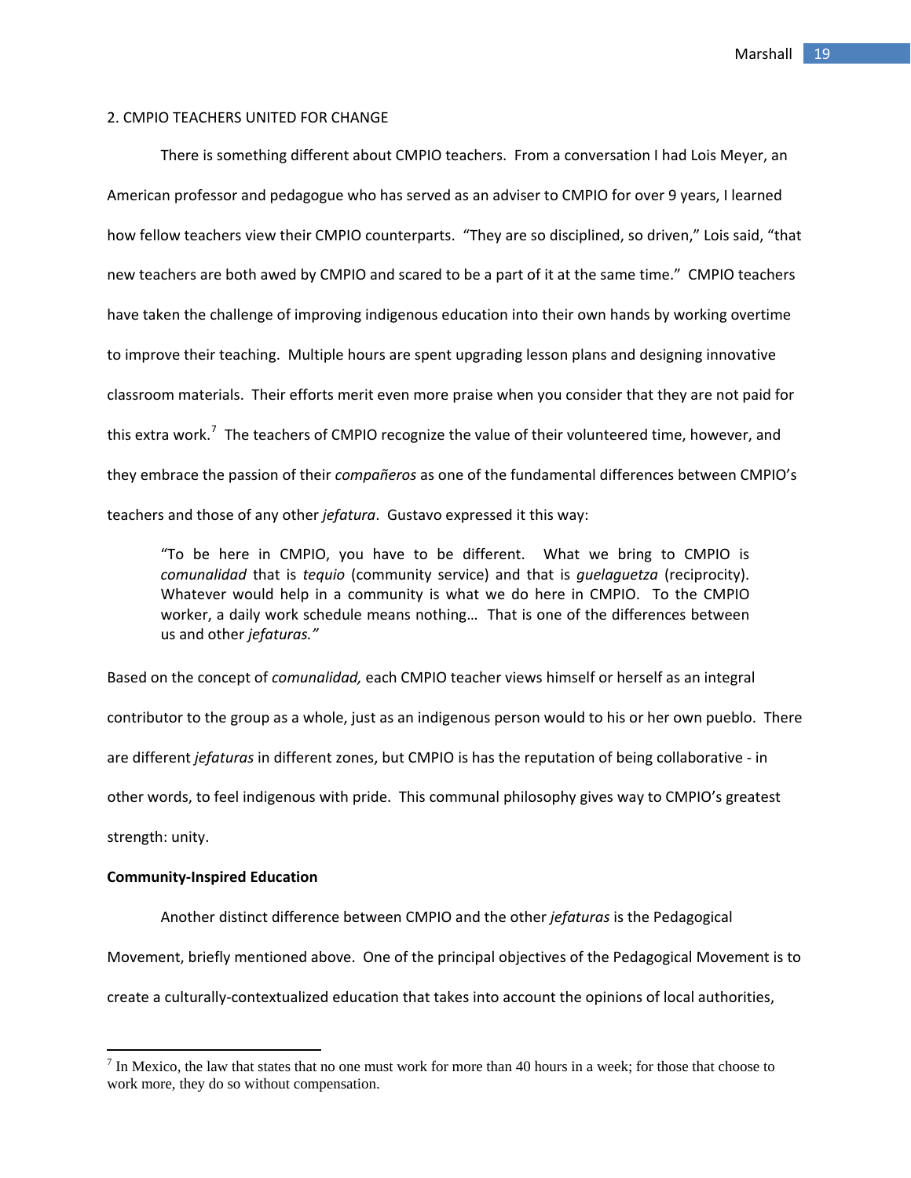## 2. CMPIO TEACHERS UNITED FOR CHANGE

There is something different about CMPIO teachers. From a conversation I had Lois Meyer, an American professor and pedagogue who has served as an adviser to CMPIO for over 9 years, I learned how fellow teachers view their CMPIO counterparts. "They are so disciplined, so driven," Lois said, "that new teachers are both awed by CMPIO and scared to be a part of it at the same time." CMPIO teachers have taken the challenge of improving indigenous education into their own hands by working overtime to improve their teaching. Multiple hours are spent upgrading lesson plans and designing innovative classroom materials. Their efforts merit even more praise when you consider that they are not paid for this extra work.[7] The teachers of CMPIO recognize the value of their volunteered time, however, and they embrace the passion of their *compañeros* as one of the fundamental differences between CMPIO's teachers and those of any other *jefatura*. Gustavo expressed it this way:

> "To be here in CMPIO, you have to be different. What we bring to CMPIO is *comunalidad* that is *tequio* (community service) and that is *guelaguetza* (reciprocity). Whatever would help in a community is what we do here in CMPIO. To the CMPIO worker, a daily work schedule means nothing… That is one of the differences between us and other *jefaturas."*

Based on the concept of *comunalidad,* each CMPIO teacher views himself or herself as an integral contributor to the group as a whole, just as an indigenous person would to his or her own pueblo. There are different *jefaturas* in different zones, but CMPIO is has the reputation of being collaborative - in other words, to feel indigenous with pride. This communal philosophy gives way to CMPIO's greatest strength: unity.

**Community-Inspired Education**

Another distinct difference between CMPIO and the other *jefaturas* is the Pedagogical Movement, briefly mentioned above. One of the principal objectives of the Pedagogical Movement is to create a culturally-contextualized education that takes into account the opinions of local authorities,

[7] In Mexico, the law that states that no one must work for more than 40 hours in a week; for those that choose to work more, they do so without compensation.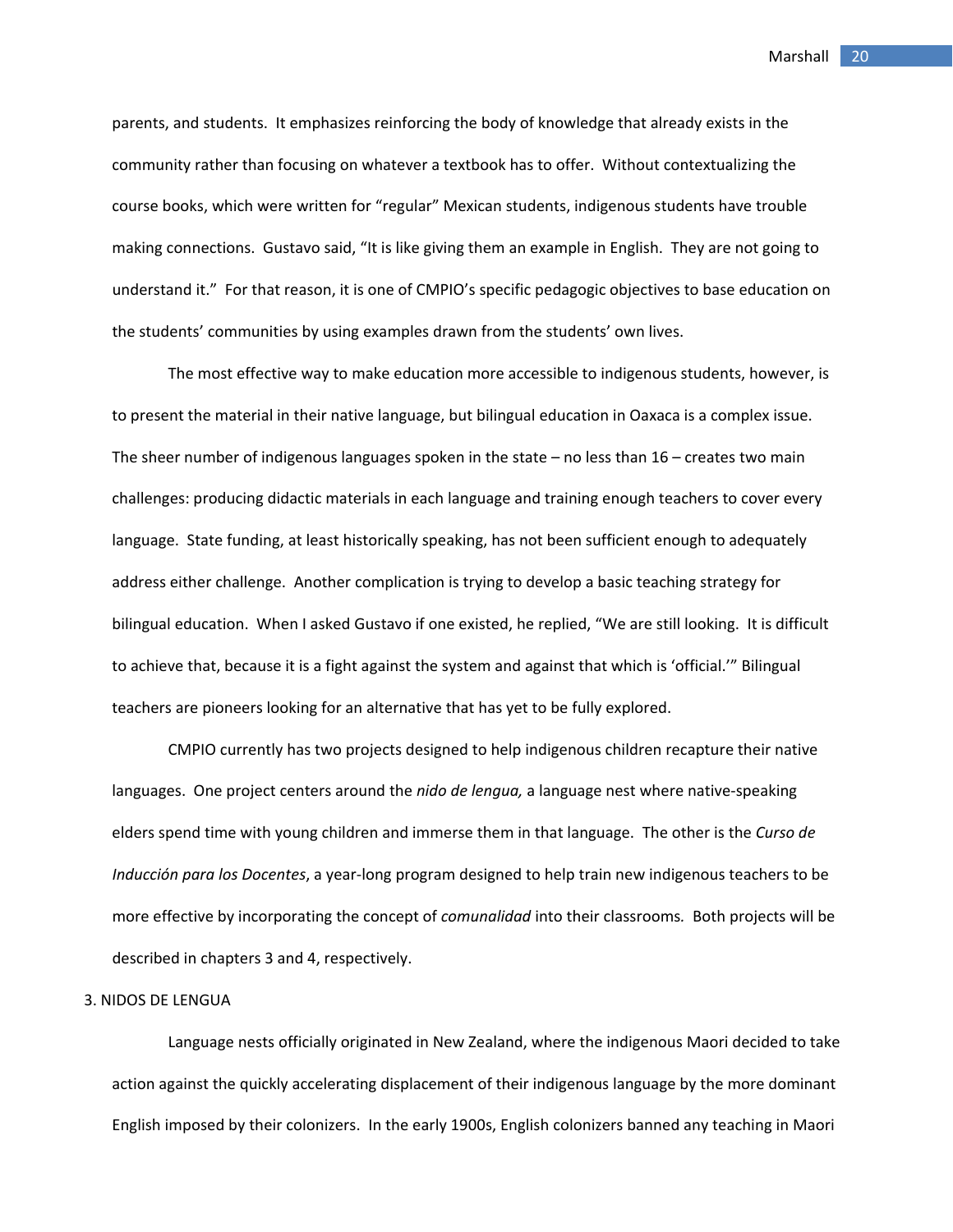parents, and students. It emphasizes reinforcing the body of knowledge that already exists in the community rather than focusing on whatever a textbook has to offer. Without contextualizing the course books, which were written for "regular" Mexican students, indigenous students have trouble making connections. Gustavo said, "It is like giving them an example in English. They are not going to understand it." For that reason, it is one of CMPIO's specific pedagogic objectives to base education on the students' communities by using examples drawn from the students' own lives.

The most effective way to make education more accessible to indigenous students, however, is to present the material in their native language, but bilingual education in Oaxaca is a complex issue. The sheer number of indigenous languages spoken in the state – no less than 16 – creates two main challenges: producing didactic materials in each language and training enough teachers to cover every language. State funding, at least historically speaking, has not been sufficient enough to adequately address either challenge. Another complication is trying to develop a basic teaching strategy for bilingual education. When I asked Gustavo if one existed, he replied, "We are still looking. It is difficult to achieve that, because it is a fight against the system and against that which is 'official.'" Bilingual teachers are pioneers looking for an alternative that has yet to be fully explored.

CMPIO currently has two projects designed to help indigenous children recapture their native languages. One project centers around the *nido de lengua,* a language nest where native-speaking elders spend time with young children and immerse them in that language. The other is the *Curso de Inducción para los Docentes*, a year-long program designed to help train new indigenous teachers to be more effective by incorporating the concept of *comunalidad* into their classrooms*.* Both projects will be described in chapters 3 and 4, respectively.

## 3. NIDOS DE LENGUA

Language nests officially originated in New Zealand, where the indigenous Maori decided to take action against the quickly accelerating displacement of their indigenous language by the more dominant English imposed by their colonizers. In the early 1900s, English colonizers banned any teaching in Maori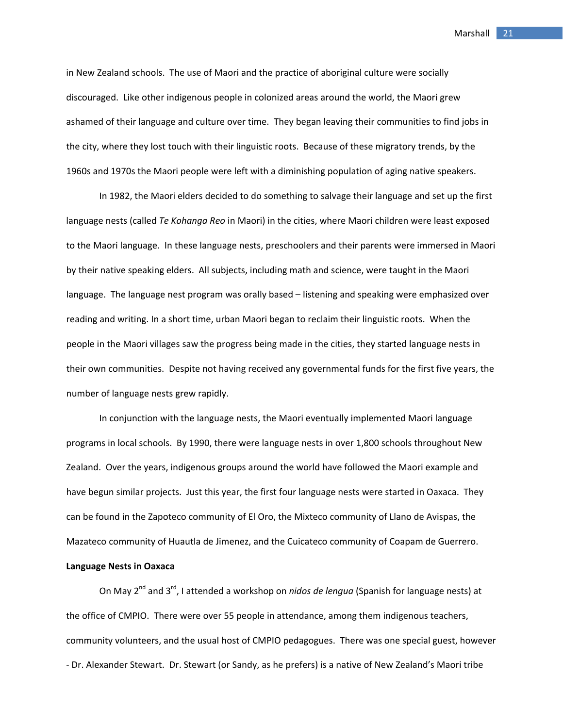in New Zealand schools. The use of Maori and the practice of aboriginal culture were socially discouraged. Like other indigenous people in colonized areas around the world, the Maori grew ashamed of their language and culture over time. They began leaving their communities to find jobs in the city, where they lost touch with their linguistic roots. Because of these migratory trends, by the 1960s and 1970s the Maori people were left with a diminishing population of aging native speakers.

In 1982, the Maori elders decided to do something to salvage their language and set up the first language nests (called *Te Kohanga Reo* in Maori) in the cities, where Maori children were least exposed to the Maori language. In these language nests, preschoolers and their parents were immersed in Maori by their native speaking elders. All subjects, including math and science, were taught in the Maori language. The language nest program was orally based – listening and speaking were emphasized over reading and writing. In a short time, urban Maori began to reclaim their linguistic roots. When the people in the Maori villages saw the progress being made in the cities, they started language nests in their own communities. Despite not having received any governmental funds for the first five years, the number of language nests grew rapidly.

In conjunction with the language nests, the Maori eventually implemented Maori language programs in local schools. By 1990, there were language nests in over 1,800 schools throughout New Zealand. Over the years, indigenous groups around the world have followed the Maori example and have begun similar projects. Just this year, the first four language nests were started in Oaxaca. They can be found in the Zapoteco community of El Oro, the Mixteco community of Llano de Avispas, the Mazateco community of Huautla de Jimenez, and the Cuicateco community of Coapam de Guerrero.

**Language Nests in Oaxaca**

On May 2nd and 3rd, I attended a workshop on *nidos de lengua* (Spanish for language nests) at the office of CMPIO. There were over 55 people in attendance, among them indigenous teachers, community volunteers, and the usual host of CMPIO pedagogues. There was one special guest, however - Dr. Alexander Stewart. Dr. Stewart (or Sandy, as he prefers) is a native of New Zealand's Maori tribe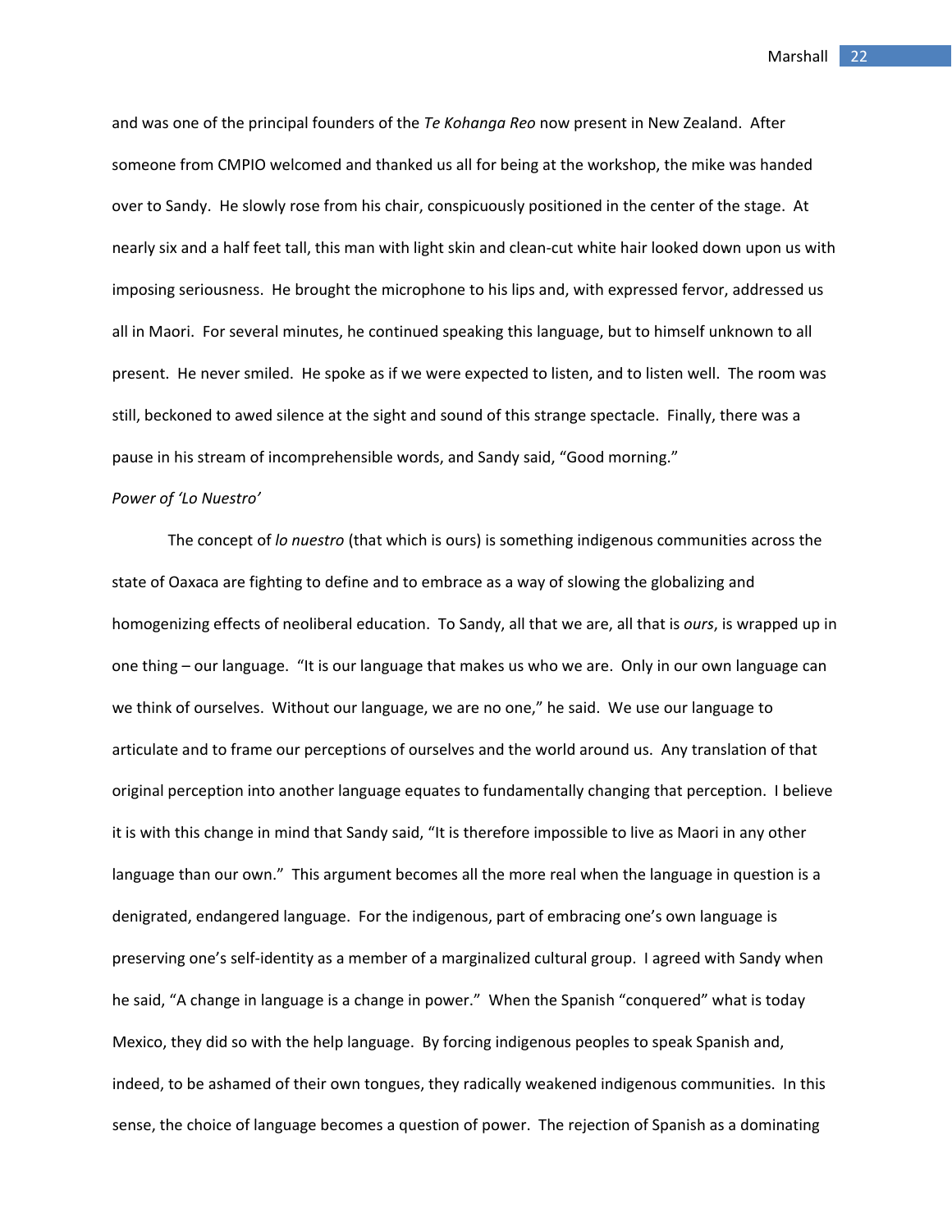and was one of the principal founders of the *Te Kohanga Reo* now present in New Zealand. After someone from CMPIO welcomed and thanked us all for being at the workshop, the mike was handed over to Sandy. He slowly rose from his chair, conspicuously positioned in the center of the stage. At nearly six and a half feet tall, this man with light skin and clean-cut white hair looked down upon us with imposing seriousness. He brought the microphone to his lips and, with expressed fervor, addressed us all in Maori. For several minutes, he continued speaking this language, but to himself unknown to all present. He never smiled. He spoke as if we were expected to listen, and to listen well. The room was still, beckoned to awed silence at the sight and sound of this strange spectacle. Finally, there was a pause in his stream of incomprehensible words, and Sandy said, "Good morning."

*Power of 'Lo Nuestro'*

The concept of *lo nuestro* (that which is ours) is something indigenous communities across the state of Oaxaca are fighting to define and to embrace as a way of slowing the globalizing and homogenizing effects of neoliberal education. To Sandy, all that we are, all that is *ours*, is wrapped up in one thing – our language. "It is our language that makes us who we are. Only in our own language can we think of ourselves. Without our language, we are no one," he said. We use our language to articulate and to frame our perceptions of ourselves and the world around us. Any translation of that original perception into another language equates to fundamentally changing that perception. I believe it is with this change in mind that Sandy said, "It is therefore impossible to live as Maori in any other language than our own." This argument becomes all the more real when the language in question is a denigrated, endangered language. For the indigenous, part of embracing one's own language is preserving one's self-identity as a member of a marginalized cultural group. I agreed with Sandy when he said, "A change in language is a change in power." When the Spanish "conquered" what is today Mexico, they did so with the help language. By forcing indigenous peoples to speak Spanish and, indeed, to be ashamed of their own tongues, they radically weakened indigenous communities. In this sense, the choice of language becomes a question of power. The rejection of Spanish as a dominating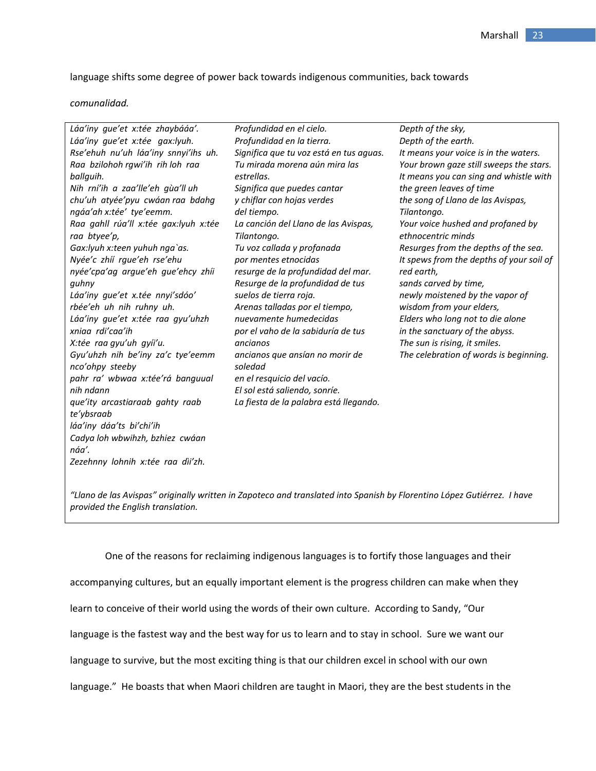language shifts some degree of power back towards indigenous communities, back towards *comunalidad.*

| | | |
|---|---|---|
| *Láa'iny gue'et x:tée zhaybáaa'.*<br>*Láa'iny gue'et x:tée gax:lyuh.*<br>*Rse'ehuh nu'uh láa'iny snnyi'ihs uh.*<br>*Raa bzilohoh rgwi'ih rih loh raa ballguih.*<br>*Nih rní'ih a zaa'lle'eh gùa'll uh chu'uh atyée'pyu cwáan raa bdahg ngáa'ah x:tée' tye'eemm.*<br>*Raa gahll rúa'll x:tée gax:lyuh x:tée raa btyee'p,*<br>*Gax:lyuh x:teen yuhuh nga`as.*<br>*Nyée'c zhií rgue'eh rse'ehu nyée'cpa'ag argue'eh gue'ehcy zhií guhny*<br>*Láa'iny gue'et x.tée nnyi'sdóo' rbée'eh uh nih ruhny uh.*<br>*Láa'iny gue'et x:tée raa gyu'uhzh xniaa rdi'caa'ih*<br>*X:tée raa gyu'uh gyíi'u.*<br>*Gyu'uhzh nih be'iny za'c tye'eemm nco'ohpy steeby*<br>*pahr ra' wbwaa x:tée'rá banguual nih ndann*<br>*que'ity arcastiaraab gahty raab te'ybsraab*<br>*láa'iny dáa'ts bi'chi'ih*<br>*Cadya loh wbwihzh, bzhiez cwáan náa'.*<br>*Zezehnny lohnih x:tée raa dìi'zh.* | *Profundidad en el cielo.*<br>*Profundidad en la tierra.*<br>*Significa que tu voz está en tus aguas.*<br>*Tu mirada morena aún mira las estrellas.*<br>*Significa que puedes cantar y chiflar con hojas verdes del tiempo.*<br>*La canción del Llano de las Avispas, Tilantongo.*<br>*Tu voz callada y profanada por mentes etnocidas*<br>*resurge de la profundidad del mar.*<br>*Resurge de la profundidad de tus suelos de tierra roja.*<br>*Arenas talladas por el tiempo, nuevamente humedecidas*<br>*por el vaho de la sabiduría de tus ancianos*<br>*ancianos que ansían no morir de soledad*<br>*en el resquicio del vacío.*<br>*El sol está saliendo, sonríe.*<br>*La fiesta de la palabra está llegando.* | *Depth of the sky,*<br>*Depth of the earth.*<br>*It means your voice is in the waters.*<br>*Your brown gaze still sweeps the stars.*<br>*It means you can sing and whistle with the green leaves of time*<br>*the song of Llano de las Avispas, Tilantongo.*<br>*Your voice hushed and profaned by ethnocentric minds*<br>*Resurges from the depths of the sea.*<br>*It spews from the depths of your soil of red earth,*<br>*sands carved by time,*<br>*newly moistened by the vapor of wisdom from your elders,*<br>*Elders who long not to die alone*<br>*in the sanctuary of the abyss.*<br>*The sun is rising, it smiles.*<br>*The celebration of words is beginning.* |

*"Llano de las Avispas" originally written in Zapoteco and translated into Spanish by Florentino López Gutiérrez. I have provided the English translation.*

One of the reasons for reclaiming indigenous languages is to fortify those languages and their accompanying cultures, but an equally important element is the progress children can make when they learn to conceive of their world using the words of their own culture. According to Sandy, "Our language is the fastest way and the best way for us to learn and to stay in school. Sure we want our language to survive, but the most exciting thing is that our children excel in school with our own language." He boasts that when Maori children are taught in Maori, they are the best students in the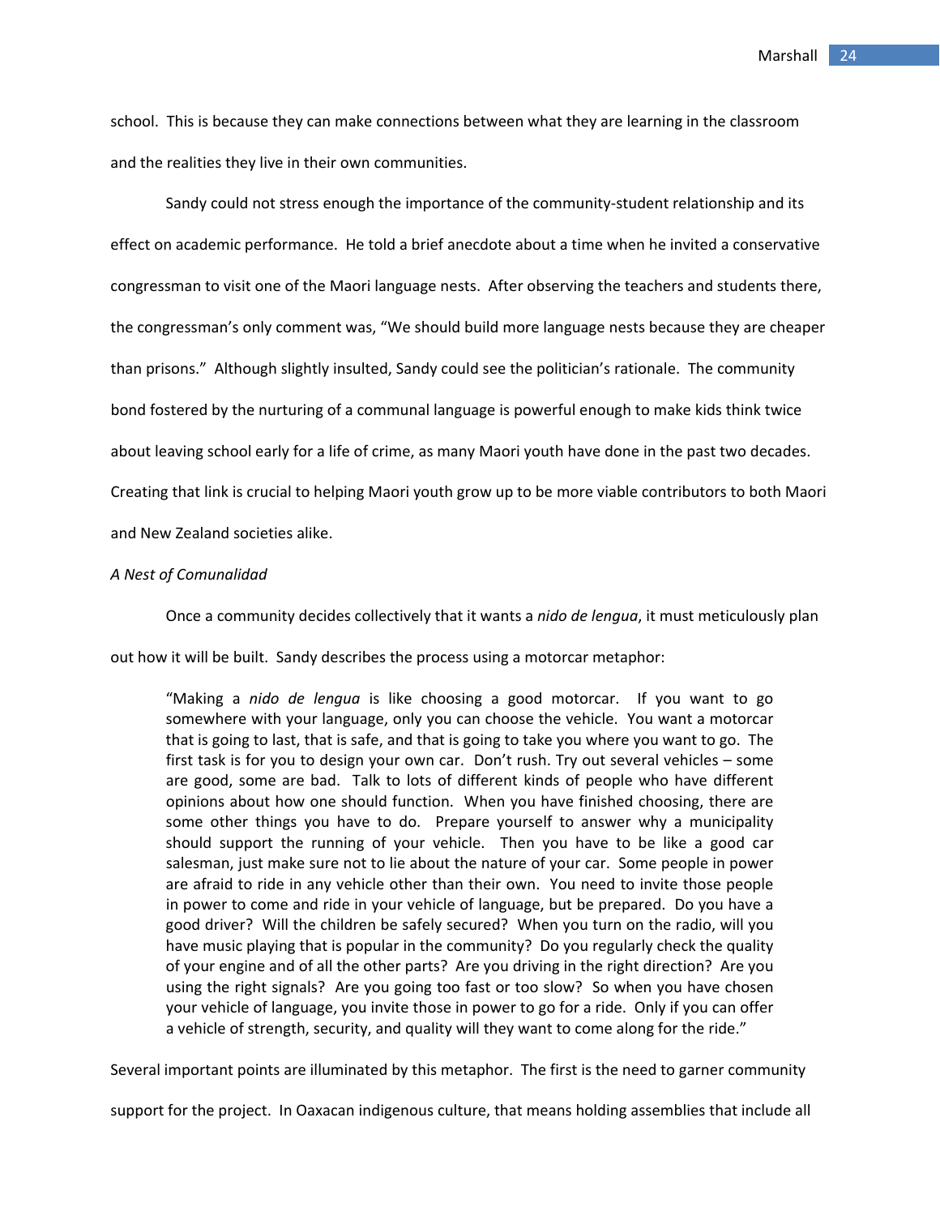school. This is because they can make connections between what they are learning in the classroom and the realities they live in their own communities.

Sandy could not stress enough the importance of the community-student relationship and its effect on academic performance. He told a brief anecdote about a time when he invited a conservative congressman to visit one of the Maori language nests. After observing the teachers and students there, the congressman's only comment was, "We should build more language nests because they are cheaper than prisons." Although slightly insulted, Sandy could see the politician's rationale. The community bond fostered by the nurturing of a communal language is powerful enough to make kids think twice about leaving school early for a life of crime, as many Maori youth have done in the past two decades. Creating that link is crucial to helping Maori youth grow up to be more viable contributors to both Maori and New Zealand societies alike.

*A Nest of Comunalidad*

Once a community decides collectively that it wants a *nido de lengua*, it must meticulously plan out how it will be built. Sandy describes the process using a motorcar metaphor:

> "Making a *nido de lengua* is like choosing a good motorcar. If you want to go somewhere with your language, only you can choose the vehicle. You want a motorcar that is going to last, that is safe, and that is going to take you where you want to go. The first task is for you to design your own car. Don't rush. Try out several vehicles – some are good, some are bad. Talk to lots of different kinds of people who have different opinions about how one should function. When you have finished choosing, there are some other things you have to do. Prepare yourself to answer why a municipality should support the running of your vehicle. Then you have to be like a good car salesman, just make sure not to lie about the nature of your car. Some people in power are afraid to ride in any vehicle other than their own. You need to invite those people in power to come and ride in your vehicle of language, but be prepared. Do you have a good driver? Will the children be safely secured? When you turn on the radio, will you have music playing that is popular in the community? Do you regularly check the quality of your engine and of all the other parts? Are you driving in the right direction? Are you using the right signals? Are you going too fast or too slow? So when you have chosen your vehicle of language, you invite those in power to go for a ride. Only if you can offer a vehicle of strength, security, and quality will they want to come along for the ride."

Several important points are illuminated by this metaphor. The first is the need to garner community support for the project. In Oaxacan indigenous culture, that means holding assemblies that include all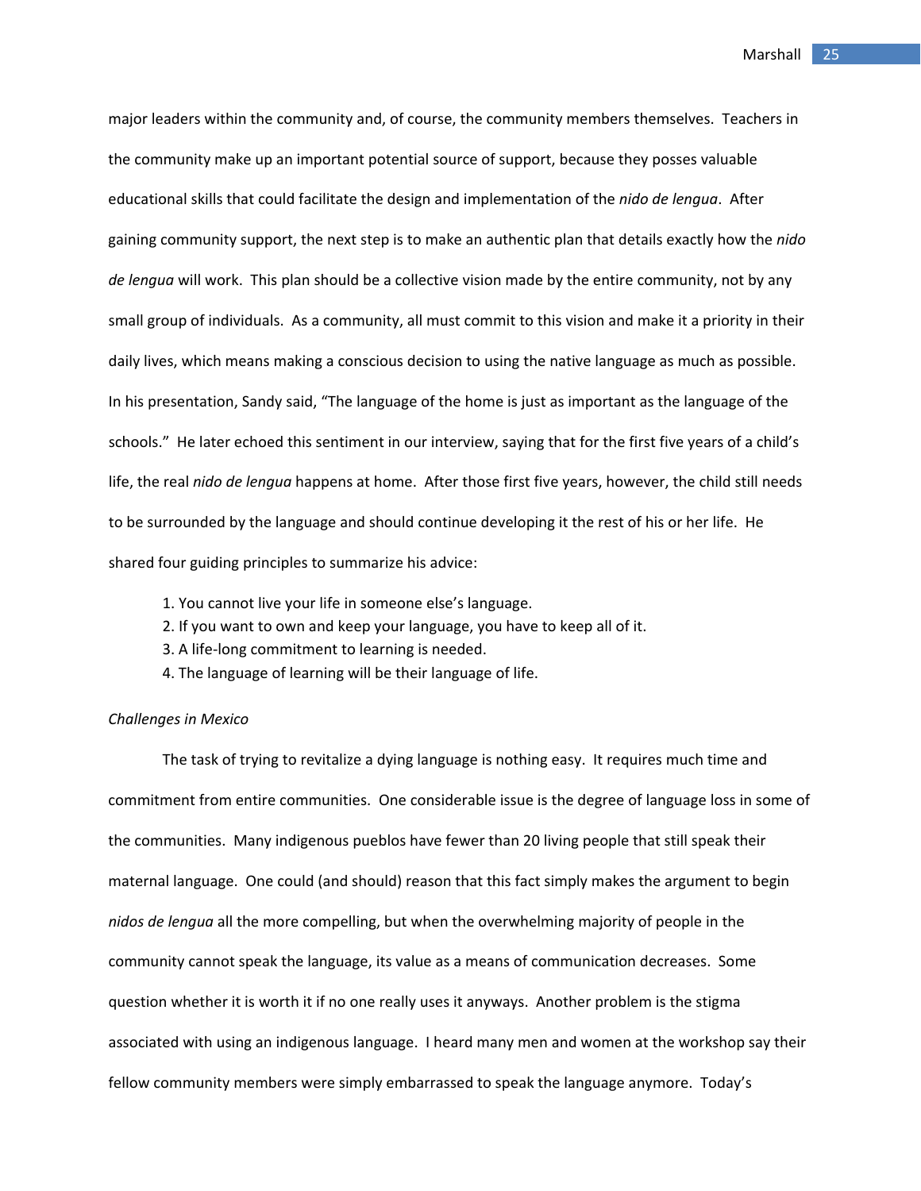major leaders within the community and, of course, the community members themselves. Teachers in the community make up an important potential source of support, because they posses valuable educational skills that could facilitate the design and implementation of the *nido de lengua*. After gaining community support, the next step is to make an authentic plan that details exactly how the *nido de lengua* will work. This plan should be a collective vision made by the entire community, not by any small group of individuals. As a community, all must commit to this vision and make it a priority in their daily lives, which means making a conscious decision to using the native language as much as possible. In his presentation, Sandy said, "The language of the home is just as important as the language of the schools." He later echoed this sentiment in our interview, saying that for the first five years of a child's life, the real *nido de lengua* happens at home. After those first five years, however, the child still needs to be surrounded by the language and should continue developing it the rest of his or her life. He shared four guiding principles to summarize his advice:

1. You cannot live your life in someone else's language.
2. If you want to own and keep your language, you have to keep all of it.
3. A life-long commitment to learning is needed.
4. The language of learning will be their language of life.

*Challenges in Mexico*

The task of trying to revitalize a dying language is nothing easy. It requires much time and commitment from entire communities. One considerable issue is the degree of language loss in some of the communities. Many indigenous pueblos have fewer than 20 living people that still speak their maternal language. One could (and should) reason that this fact simply makes the argument to begin *nidos de lengua* all the more compelling, but when the overwhelming majority of people in the community cannot speak the language, its value as a means of communication decreases. Some question whether it is worth it if no one really uses it anyways. Another problem is the stigma associated with using an indigenous language. I heard many men and women at the workshop say their fellow community members were simply embarrassed to speak the language anymore. Today's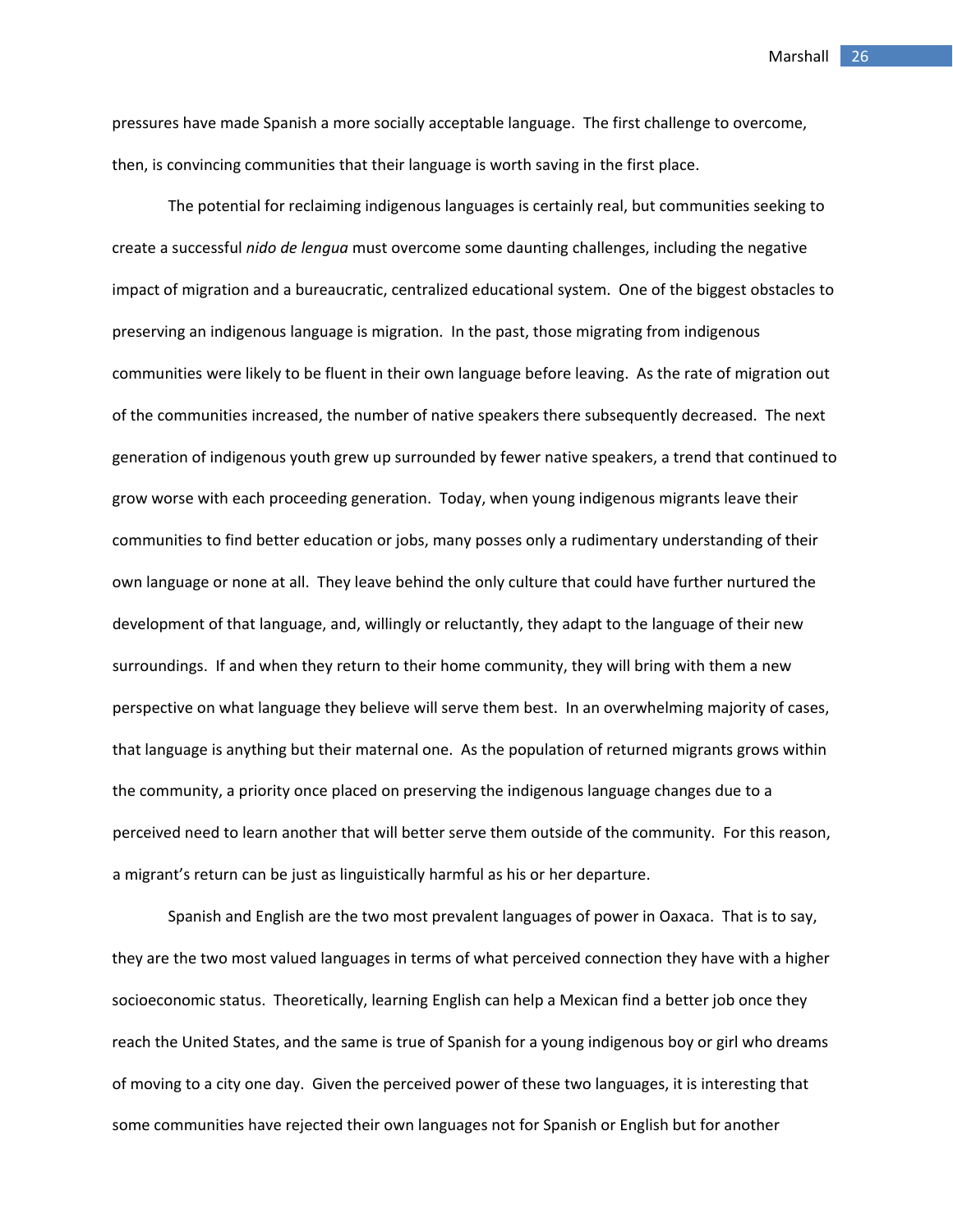pressures have made Spanish a more socially acceptable language. The first challenge to overcome, then, is convincing communities that their language is worth saving in the first place.

The potential for reclaiming indigenous languages is certainly real, but communities seeking to create a successful *nido de lengua* must overcome some daunting challenges, including the negative impact of migration and a bureaucratic, centralized educational system. One of the biggest obstacles to preserving an indigenous language is migration. In the past, those migrating from indigenous communities were likely to be fluent in their own language before leaving. As the rate of migration out of the communities increased, the number of native speakers there subsequently decreased. The next generation of indigenous youth grew up surrounded by fewer native speakers, a trend that continued to grow worse with each proceeding generation. Today, when young indigenous migrants leave their communities to find better education or jobs, many posses only a rudimentary understanding of their own language or none at all. They leave behind the only culture that could have further nurtured the development of that language, and, willingly or reluctantly, they adapt to the language of their new surroundings. If and when they return to their home community, they will bring with them a new perspective on what language they believe will serve them best. In an overwhelming majority of cases, that language is anything but their maternal one. As the population of returned migrants grows within the community, a priority once placed on preserving the indigenous language changes due to a perceived need to learn another that will better serve them outside of the community. For this reason, a migrant's return can be just as linguistically harmful as his or her departure.

Spanish and English are the two most prevalent languages of power in Oaxaca. That is to say, they are the two most valued languages in terms of what perceived connection they have with a higher socioeconomic status. Theoretically, learning English can help a Mexican find a better job once they reach the United States, and the same is true of Spanish for a young indigenous boy or girl who dreams of moving to a city one day. Given the perceived power of these two languages, it is interesting that some communities have rejected their own languages not for Spanish or English but for another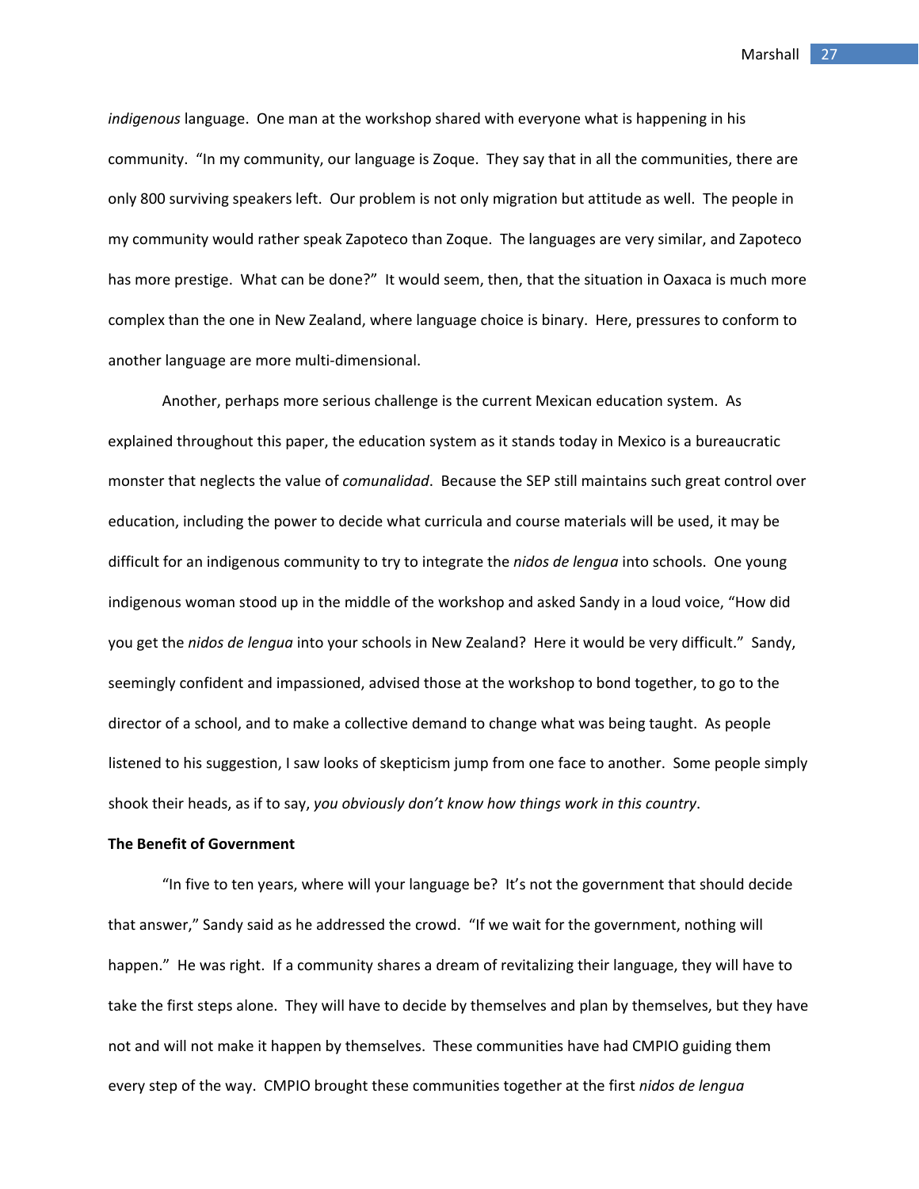*indigenous* language. One man at the workshop shared with everyone what is happening in his community. "In my community, our language is Zoque. They say that in all the communities, there are only 800 surviving speakers left. Our problem is not only migration but attitude as well. The people in my community would rather speak Zapoteco than Zoque. The languages are very similar, and Zapoteco has more prestige. What can be done?" It would seem, then, that the situation in Oaxaca is much more complex than the one in New Zealand, where language choice is binary. Here, pressures to conform to another language are more multi-dimensional.

Another, perhaps more serious challenge is the current Mexican education system. As explained throughout this paper, the education system as it stands today in Mexico is a bureaucratic monster that neglects the value of *comunalidad*. Because the SEP still maintains such great control over education, including the power to decide what curricula and course materials will be used, it may be difficult for an indigenous community to try to integrate the *nidos de lengua* into schools. One young indigenous woman stood up in the middle of the workshop and asked Sandy in a loud voice, "How did you get the *nidos de lengua* into your schools in New Zealand? Here it would be very difficult." Sandy, seemingly confident and impassioned, advised those at the workshop to bond together, to go to the director of a school, and to make a collective demand to change what was being taught. As people listened to his suggestion, I saw looks of skepticism jump from one face to another. Some people simply shook their heads, as if to say, *you obviously don't know how things work in this country*.

**The Benefit of Government**

"In five to ten years, where will your language be? It's not the government that should decide that answer," Sandy said as he addressed the crowd. "If we wait for the government, nothing will happen." He was right. If a community shares a dream of revitalizing their language, they will have to take the first steps alone. They will have to decide by themselves and plan by themselves, but they have not and will not make it happen by themselves. These communities have had CMPIO guiding them every step of the way. CMPIO brought these communities together at the first *nidos de lengua*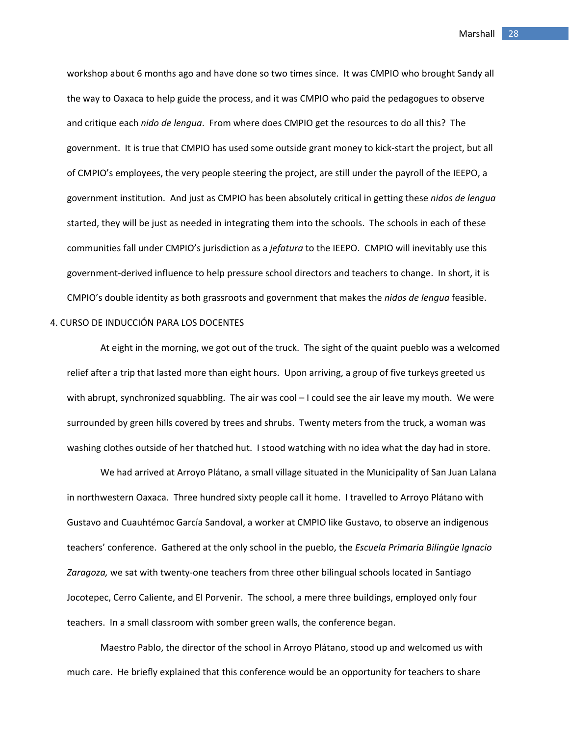workshop about 6 months ago and have done so two times since. It was CMPIO who brought Sandy all the way to Oaxaca to help guide the process, and it was CMPIO who paid the pedagogues to observe and critique each *nido de lengua*. From where does CMPIO get the resources to do all this? The government. It is true that CMPIO has used some outside grant money to kick-start the project, but all of CMPIO's employees, the very people steering the project, are still under the payroll of the IEEPO, a government institution. And just as CMPIO has been absolutely critical in getting these *nidos de lengua* started, they will be just as needed in integrating them into the schools. The schools in each of these communities fall under CMPIO's jurisdiction as a *jefatura* to the IEEPO. CMPIO will inevitably use this government-derived influence to help pressure school directors and teachers to change. In short, it is CMPIO's double identity as both grassroots and government that makes the *nidos de lengua* feasible.

## 4. CURSO DE INDUCCIÓN PARA LOS DOCENTES

At eight in the morning, we got out of the truck. The sight of the quaint pueblo was a welcomed relief after a trip that lasted more than eight hours. Upon arriving, a group of five turkeys greeted us with abrupt, synchronized squabbling. The air was cool – I could see the air leave my mouth. We were surrounded by green hills covered by trees and shrubs. Twenty meters from the truck, a woman was washing clothes outside of her thatched hut. I stood watching with no idea what the day had in store.

We had arrived at Arroyo Plátano, a small village situated in the Municipality of San Juan Lalana in northwestern Oaxaca. Three hundred sixty people call it home. I travelled to Arroyo Plátano with Gustavo and Cuauhtémoc García Sandoval, a worker at CMPIO like Gustavo, to observe an indigenous teachers' conference. Gathered at the only school in the pueblo, the *Escuela Primaria Bilingüe Ignacio Zaragoza,* we sat with twenty-one teachers from three other bilingual schools located in Santiago Jocotepec, Cerro Caliente, and El Porvenir. The school, a mere three buildings, employed only four teachers. In a small classroom with somber green walls, the conference began.

Maestro Pablo, the director of the school in Arroyo Plátano, stood up and welcomed us with much care. He briefly explained that this conference would be an opportunity for teachers to share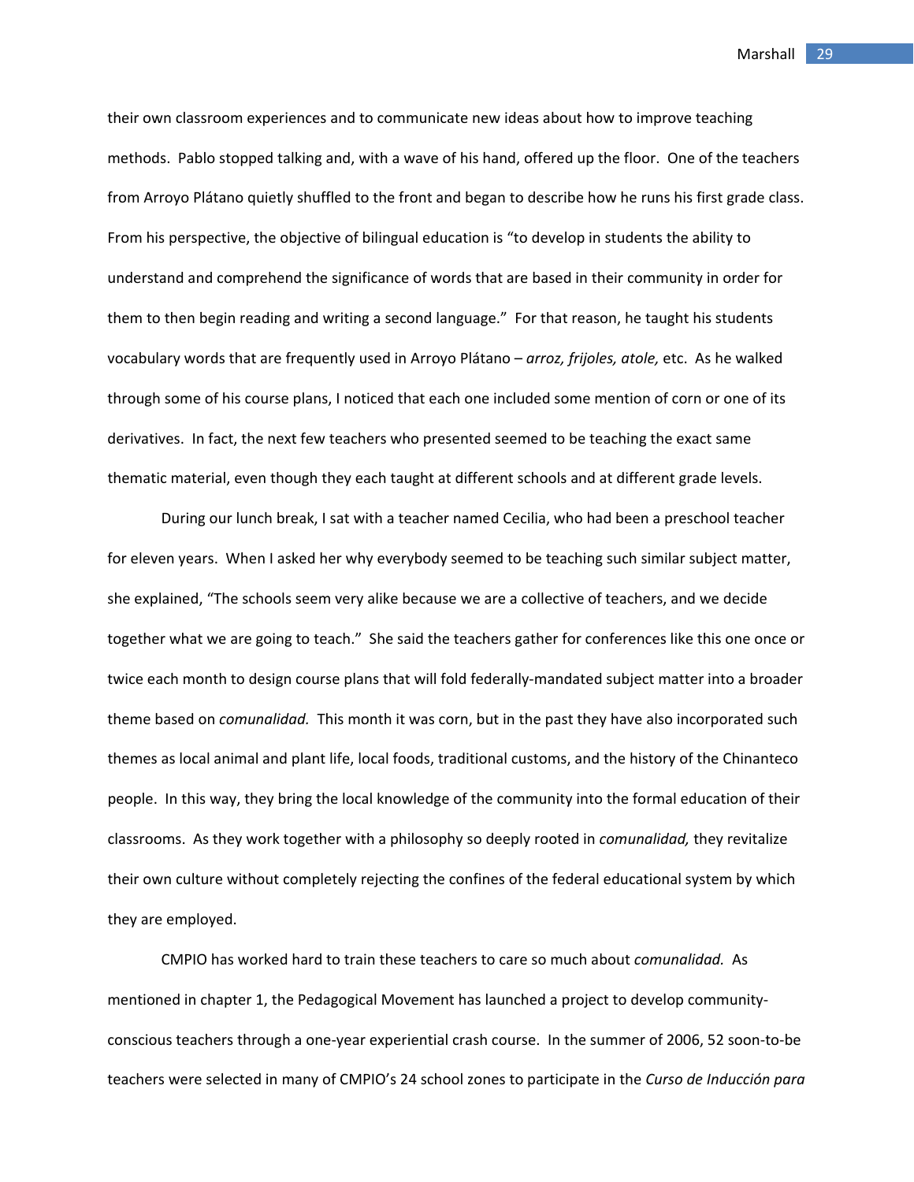their own classroom experiences and to communicate new ideas about how to improve teaching methods. Pablo stopped talking and, with a wave of his hand, offered up the floor. One of the teachers from Arroyo Plátano quietly shuffled to the front and began to describe how he runs his first grade class. From his perspective, the objective of bilingual education is "to develop in students the ability to understand and comprehend the significance of words that are based in their community in order for them to then begin reading and writing a second language." For that reason, he taught his students vocabulary words that are frequently used in Arroyo Plátano – *arroz, frijoles, atole,* etc. As he walked through some of his course plans, I noticed that each one included some mention of corn or one of its derivatives. In fact, the next few teachers who presented seemed to be teaching the exact same thematic material, even though they each taught at different schools and at different grade levels.

During our lunch break, I sat with a teacher named Cecilia, who had been a preschool teacher for eleven years. When I asked her why everybody seemed to be teaching such similar subject matter, she explained, "The schools seem very alike because we are a collective of teachers, and we decide together what we are going to teach." She said the teachers gather for conferences like this one once or twice each month to design course plans that will fold federally-mandated subject matter into a broader theme based on *comunalidad.* This month it was corn, but in the past they have also incorporated such themes as local animal and plant life, local foods, traditional customs, and the history of the Chinanteco people. In this way, they bring the local knowledge of the community into the formal education of their classrooms. As they work together with a philosophy so deeply rooted in *comunalidad,* they revitalize their own culture without completely rejecting the confines of the federal educational system by which they are employed.

CMPIO has worked hard to train these teachers to care so much about *comunalidad.* As mentioned in chapter 1, the Pedagogical Movement has launched a project to develop community-conscious teachers through a one-year experiential crash course. In the summer of 2006, 52 soon-to-be teachers were selected in many of CMPIO's 24 school zones to participate in the *Curso de Inducción para*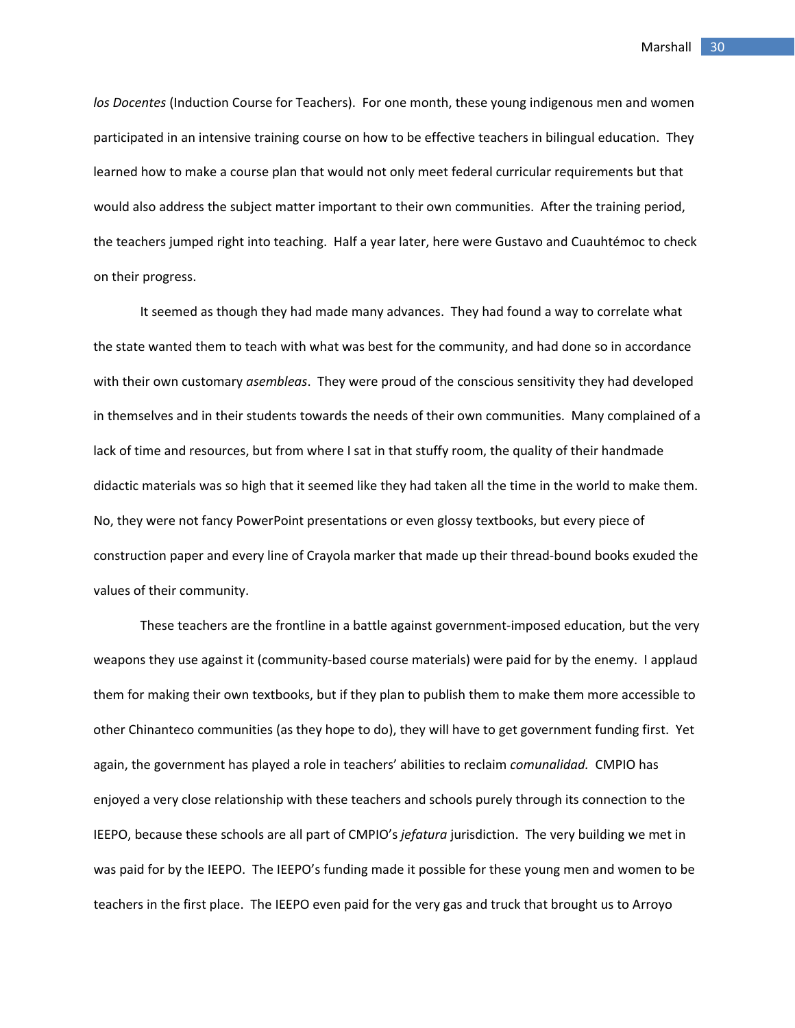*los Docentes* (Induction Course for Teachers). For one month, these young indigenous men and women participated in an intensive training course on how to be effective teachers in bilingual education. They learned how to make a course plan that would not only meet federal curricular requirements but that would also address the subject matter important to their own communities. After the training period, the teachers jumped right into teaching. Half a year later, here were Gustavo and Cuauhtémoc to check on their progress.

It seemed as though they had made many advances. They had found a way to correlate what the state wanted them to teach with what was best for the community, and had done so in accordance with their own customary *asembleas*. They were proud of the conscious sensitivity they had developed in themselves and in their students towards the needs of their own communities. Many complained of a lack of time and resources, but from where I sat in that stuffy room, the quality of their handmade didactic materials was so high that it seemed like they had taken all the time in the world to make them. No, they were not fancy PowerPoint presentations or even glossy textbooks, but every piece of construction paper and every line of Crayola marker that made up their thread-bound books exuded the values of their community.

These teachers are the frontline in a battle against government-imposed education, but the very weapons they use against it (community-based course materials) were paid for by the enemy. I applaud them for making their own textbooks, but if they plan to publish them to make them more accessible to other Chinanteco communities (as they hope to do), they will have to get government funding first. Yet again, the government has played a role in teachers' abilities to reclaim *comunalidad.* CMPIO has enjoyed a very close relationship with these teachers and schools purely through its connection to the IEEPO, because these schools are all part of CMPIO's *jefatura* jurisdiction. The very building we met in was paid for by the IEEPO. The IEEPO's funding made it possible for these young men and women to be teachers in the first place. The IEEPO even paid for the very gas and truck that brought us to Arroyo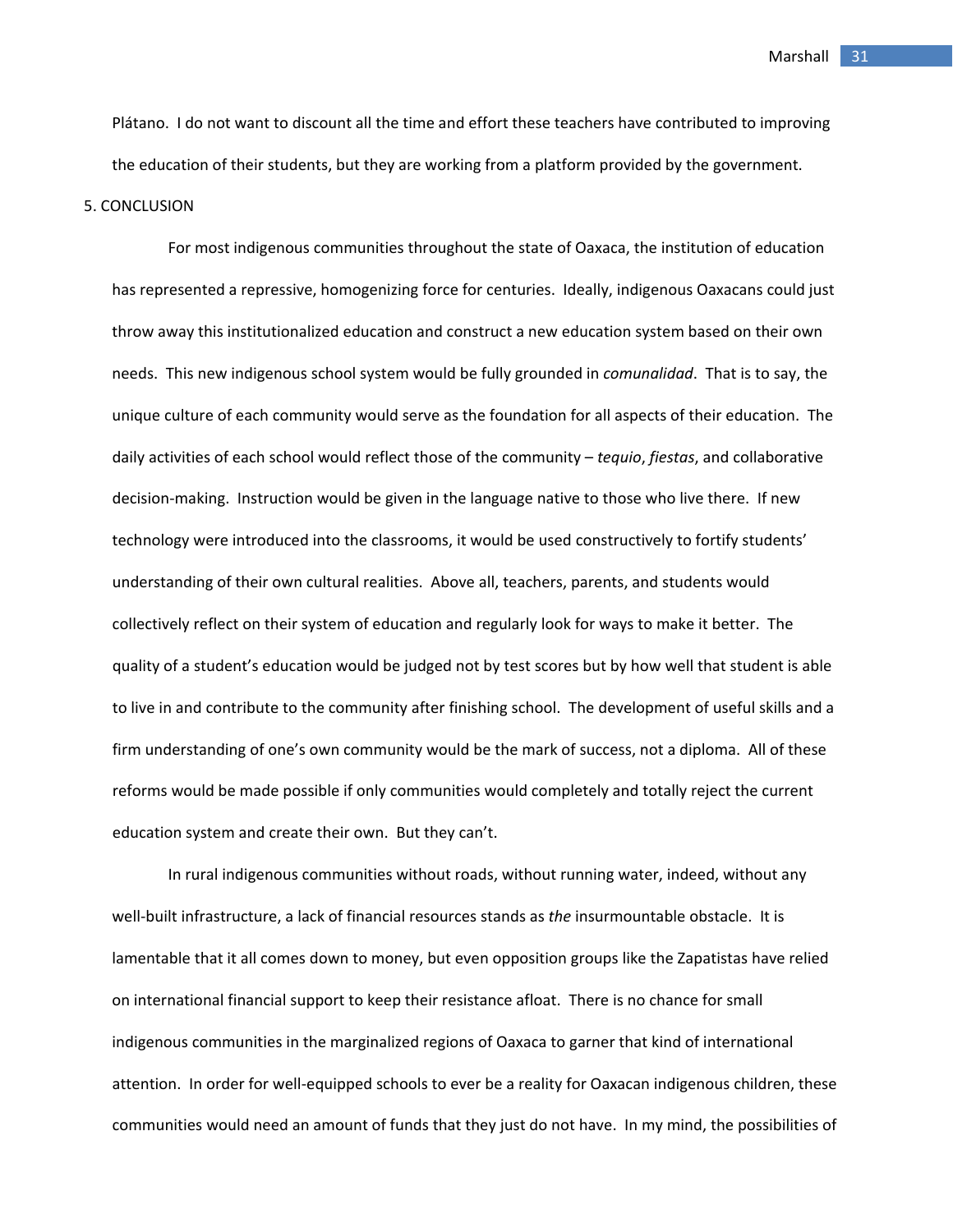Plátano. I do not want to discount all the time and effort these teachers have contributed to improving the education of their students, but they are working from a platform provided by the government.

## 5. CONCLUSION

For most indigenous communities throughout the state of Oaxaca, the institution of education has represented a repressive, homogenizing force for centuries. Ideally, indigenous Oaxacans could just throw away this institutionalized education and construct a new education system based on their own needs. This new indigenous school system would be fully grounded in *comunalidad*. That is to say, the unique culture of each community would serve as the foundation for all aspects of their education. The daily activities of each school would reflect those of the community – *tequio*, *fiestas*, and collaborative decision-making. Instruction would be given in the language native to those who live there. If new technology were introduced into the classrooms, it would be used constructively to fortify students' understanding of their own cultural realities. Above all, teachers, parents, and students would collectively reflect on their system of education and regularly look for ways to make it better. The quality of a student's education would be judged not by test scores but by how well that student is able to live in and contribute to the community after finishing school. The development of useful skills and a firm understanding of one's own community would be the mark of success, not a diploma. All of these reforms would be made possible if only communities would completely and totally reject the current education system and create their own. But they can't.

In rural indigenous communities without roads, without running water, indeed, without any well-built infrastructure, a lack of financial resources stands as *the* insurmountable obstacle. It is lamentable that it all comes down to money, but even opposition groups like the Zapatistas have relied on international financial support to keep their resistance afloat. There is no chance for small indigenous communities in the marginalized regions of Oaxaca to garner that kind of international attention. In order for well-equipped schools to ever be a reality for Oaxacan indigenous children, these communities would need an amount of funds that they just do not have. In my mind, the possibilities of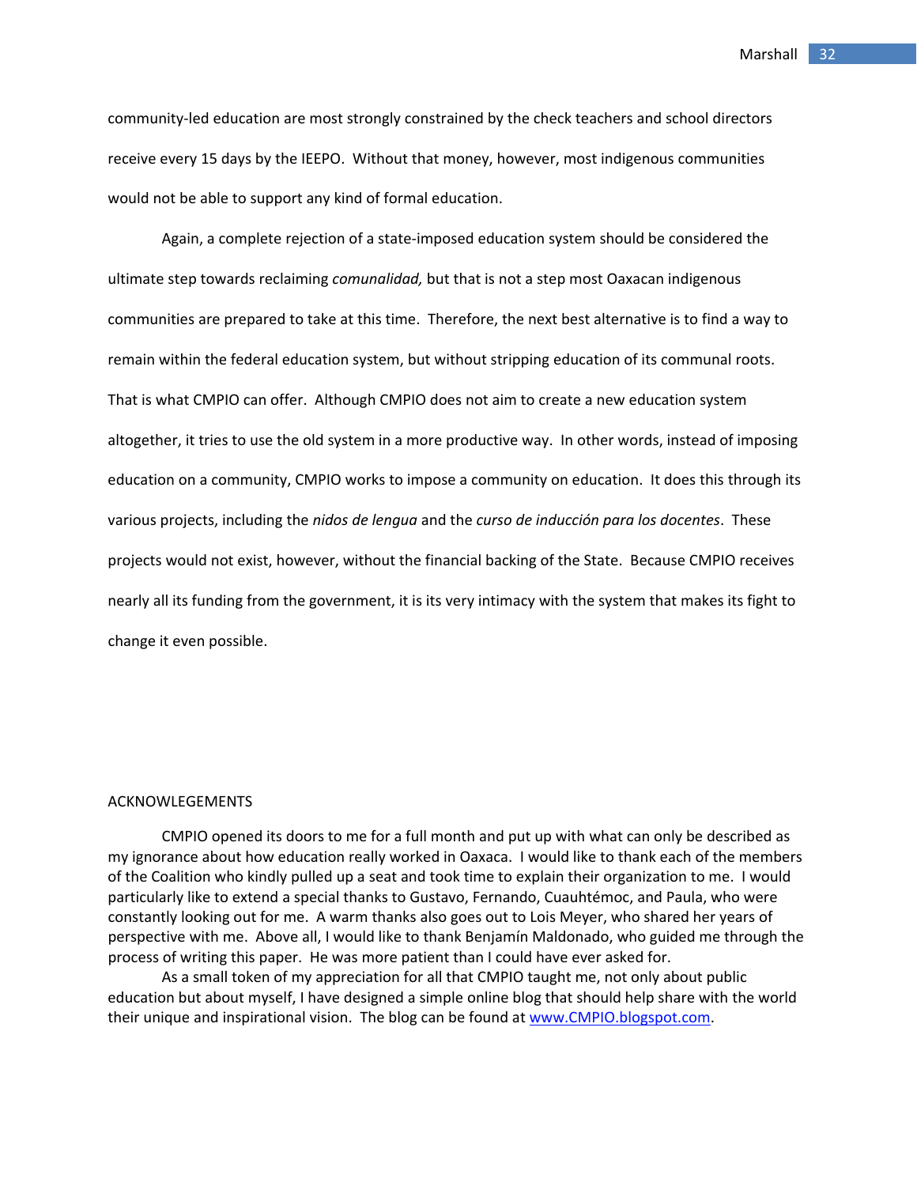community-led education are most strongly constrained by the check teachers and school directors receive every 15 days by the IEEPO. Without that money, however, most indigenous communities would not be able to support any kind of formal education.

Again, a complete rejection of a state-imposed education system should be considered the ultimate step towards reclaiming *comunalidad,* but that is not a step most Oaxacan indigenous communities are prepared to take at this time. Therefore, the next best alternative is to find a way to remain within the federal education system, but without stripping education of its communal roots. That is what CMPIO can offer. Although CMPIO does not aim to create a new education system altogether, it tries to use the old system in a more productive way. In other words, instead of imposing education on a community, CMPIO works to impose a community on education. It does this through its various projects, including the *nidos de lengua* and the *curso de inducción para los docentes*. These projects would not exist, however, without the financial backing of the State. Because CMPIO receives nearly all its funding from the government, it is its very intimacy with the system that makes its fight to change it even possible.

## ACKNOWLEGEMENTS

CMPIO opened its doors to me for a full month and put up with what can only be described as my ignorance about how education really worked in Oaxaca. I would like to thank each of the members of the Coalition who kindly pulled up a seat and took time to explain their organization to me. I would particularly like to extend a special thanks to Gustavo, Fernando, Cuauhtémoc, and Paula, who were constantly looking out for me. A warm thanks also goes out to Lois Meyer, who shared her years of perspective with me. Above all, I would like to thank Benjamín Maldonado, who guided me through the process of writing this paper. He was more patient than I could have ever asked for.

As a small token of my appreciation for all that CMPIO taught me, not only about public education but about myself, I have designed a simple online blog that should help share with the world their unique and inspirational vision. The blog can be found at www.CMPIO.blogspot.com.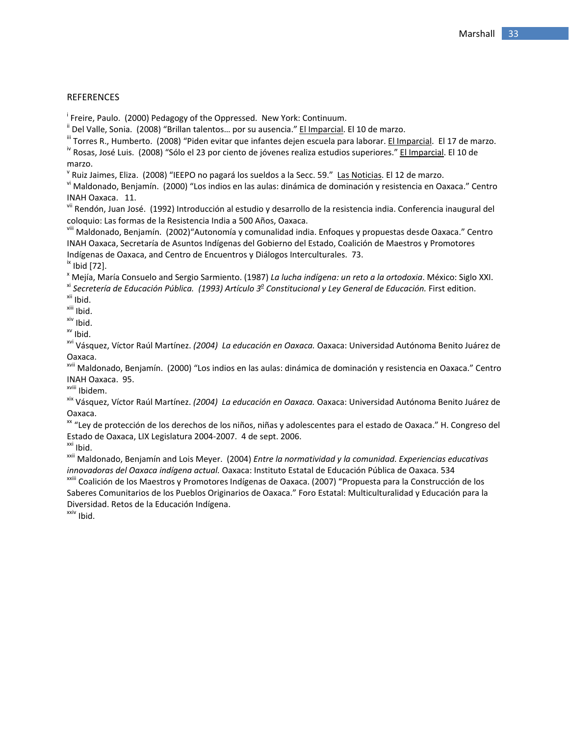REFERENCES

[i] Freire, Paulo. (2000) Pedagogy of the Oppressed. New York: Continuum.
[ii] Del Valle, Sonia. (2008) “Brillan talentos… por su ausencia.” El Imparcial. El 10 de marzo.
[iii] Torres R., Humberto. (2008) “Piden evitar que infantes dejen escuela para laborar. El Imparcial. El 17 de marzo.
[iv] Rosas, José Luis. (2008) “Sólo el 23 por ciento de jóvenes realiza estudios superiores.” El Imparcial. El 10 de marzo.
[v] Ruiz Jaimes, Eliza. (2008) “IEEPO no pagará los sueldos a la Secc. 59.” Las Noticias. El 12 de marzo.
[vi] Maldonado, Benjamín. (2000) “Los indios en las aulas: dinámica de dominación y resistencia en Oaxaca.” Centro INAH Oaxaca. 11.
[vii] Rendón, Juan José. (1992) Introducción al estudio y desarrollo de la resistencia india. Conferencia inaugural del coloquio: Las formas de la Resistencia India a 500 Años, Oaxaca.
[viii] Maldonado, Benjamín. (2002)“Autonomía y comunalidad india. Enfoques y propuestas desde Oaxaca.” Centro INAH Oaxaca, Secretaría de Asuntos Indígenas del Gobierno del Estado, Coalición de Maestros y Promotores Indígenas de Oaxaca, and Centro de Encuentros y Diálogos Interculturales. 73.
[ix] Ibid [72].
[x] Mejía, María Consuelo and Sergio Sarmiento. (1987) *La lucha indígena: un reto a la ortodoxia*. México: Siglo XXI.
[xi] *Secretería de Educación Pública. (1993) Artículo 3º Constitucional y Ley General de Educación.* First edition.
[xii] Ibid.
[xiii] Ibid.
[xiv] Ibid.
[xv] Ibid.
[xvi] Vásquez, Víctor Raúl Martínez. *(2004) La educación en Oaxaca.* Oaxaca: Universidad Autónoma Benito Juárez de Oaxaca.
[xvii] Maldonado, Benjamín. (2000) “Los indios en las aulas: dinámica de dominación y resistencia en Oaxaca.” Centro INAH Oaxaca. 95.
[xviii] Ibidem.
[xix] Vásquez, Víctor Raúl Martínez. *(2004) La educación en Oaxaca.* Oaxaca: Universidad Autónoma Benito Juárez de Oaxaca.
[xx] “Ley de protección de los derechos de los niños, niñas y adolescentes para el estado de Oaxaca.” H. Congreso del Estado de Oaxaca, LIX Legislatura 2004-2007. 4 de sept. 2006.
[xxi] Ibid.
[xxii] Maldonado, Benjamín and Lois Meyer. (2004) *Entre la normatividad y la comunidad. Experiencias educativas innovadoras del Oaxaca indígena actual.* Oaxaca: Instituto Estatal de Educación Pública de Oaxaca. 534
[xxiii] Coalición de los Maestros y Promotores Indígenas de Oaxaca. (2007) “Propuesta para la Construcción de los Saberes Comunitarios de los Pueblos Originarios de Oaxaca.” Foro Estatal: Multiculturalidad y Educación para la Diversidad. Retos de la Educación Indígena.
[xxiv] Ibid.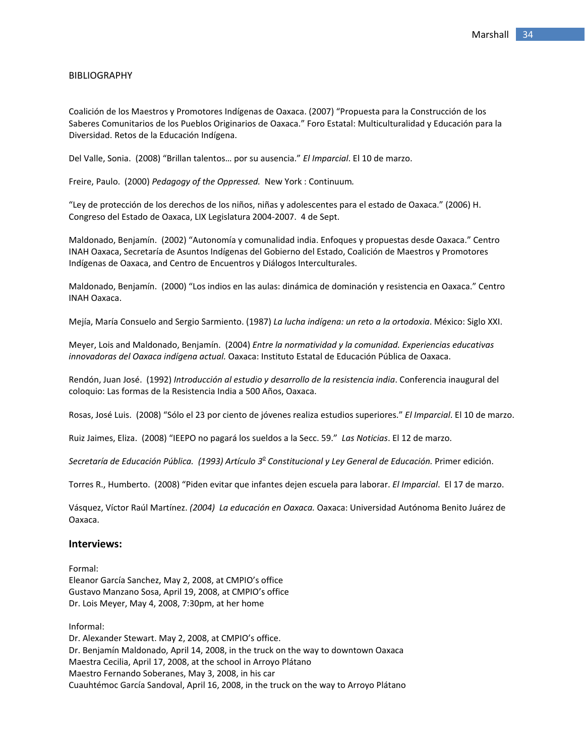BIBLIOGRAPHY

Coalición de los Maestros y Promotores Indígenas de Oaxaca. (2007) "Propuesta para la Construcción de los Saberes Comunitarios de los Pueblos Originarios de Oaxaca." Foro Estatal: Multiculturalidad y Educación para la Diversidad. Retos de la Educación Indígena.

Del Valle, Sonia. (2008) "Brillan talentos… por su ausencia." *El Imparcial*. El 10 de marzo.

Freire, Paulo. (2000) *Pedagogy of the Oppressed.* New York : Continuum.

"Ley de protección de los derechos de los niños, niñas y adolescentes para el estado de Oaxaca." (2006) H. Congreso del Estado de Oaxaca, LIX Legislatura 2004-2007. 4 de Sept.

Maldonado, Benjamín. (2002) "Autonomía y comunalidad india. Enfoques y propuestas desde Oaxaca." Centro INAH Oaxaca, Secretaría de Asuntos Indígenas del Gobierno del Estado, Coalición de Maestros y Promotores Indígenas de Oaxaca, and Centro de Encuentros y Diálogos Interculturales.

Maldonado, Benjamín. (2000) "Los indios en las aulas: dinámica de dominación y resistencia en Oaxaca." Centro INAH Oaxaca.

Mejía, María Consuelo and Sergio Sarmiento. (1987) *La lucha indígena: un reto a la ortodoxia*. México: Siglo XXI.

Meyer, Lois and Maldonado, Benjamín. (2004) *Entre la normatividad y la comunidad. Experiencias educativas innovadoras del Oaxaca indígena actual.* Oaxaca: Instituto Estatal de Educación Pública de Oaxaca.

Rendón, Juan José. (1992) *Introducción al estudio y desarrollo de la resistencia india*. Conferencia inaugural del coloquio: Las formas de la Resistencia India a 500 Años, Oaxaca.

Rosas, José Luis. (2008) "Sólo el 23 por ciento de jóvenes realiza estudios superiores." *El Imparcial*. El 10 de marzo.

Ruiz Jaimes, Eliza. (2008) "IEEPO no pagará los sueldos a la Secc. 59." *Las Noticias*. El 12 de marzo.

*Secretaría de Educación Pública. (1993) Artículo 3º Constitucional y Ley General de Educación.* Primer edición.

Torres R., Humberto. (2008) "Piden evitar que infantes dejen escuela para laborar. *El Imparcial*. El 17 de marzo.

Vásquez, Víctor Raúl Martínez. *(2004) La educación en Oaxaca.* Oaxaca: Universidad Autónoma Benito Juárez de Oaxaca.

## Interviews:

Formal:
Eleanor García Sanchez, May 2, 2008, at CMPIO's office
Gustavo Manzano Sosa, April 19, 2008, at CMPIO's office
Dr. Lois Meyer, May 4, 2008, 7:30pm, at her home

Informal:
Dr. Alexander Stewart. May 2, 2008, at CMPIO's office.
Dr. Benjamín Maldonado, April 14, 2008, in the truck on the way to downtown Oaxaca
Maestra Cecilia, April 17, 2008, at the school in Arroyo Plátano
Maestro Fernando Soberanes, May 3, 2008, in his car
Cuauhtémoc García Sandoval, April 16, 2008, in the truck on the way to Arroyo Plátano